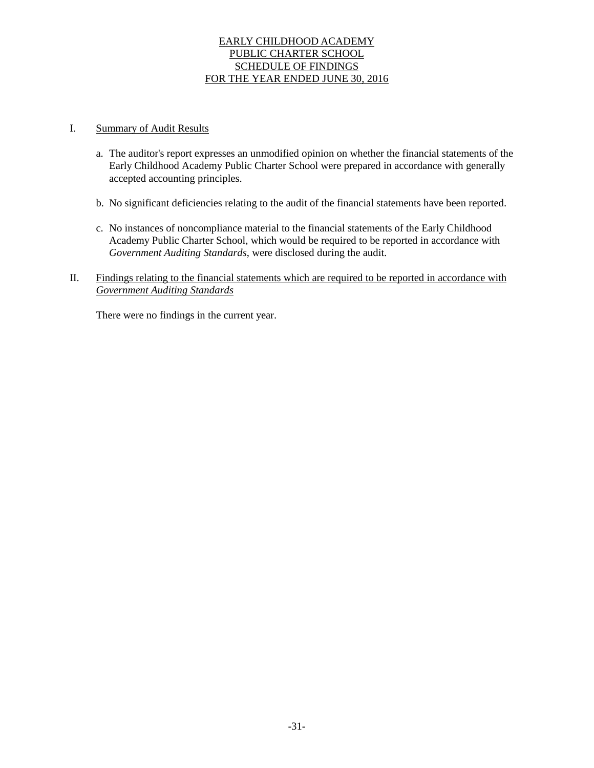# EARLY CHILDHOOD ACADEMY
# PUBLIC CHARTER SCHOOL
# SCHEDULE OF FINDINGS
# FOR THE YEAR ENDED JUNE 30, 2016

## I. Summary of Audit Results

a. The auditor's report expresses an unmodified opinion on whether the financial statements of the Early Childhood Academy Public Charter School were prepared in accordance with generally accepted accounting principles.

b. No significant deficiencies relating to the audit of the financial statements have been reported.

c. No instances of noncompliance material to the financial statements of the Early Childhood Academy Public Charter School, which would be required to be reported in accordance with *Government Auditing Standards*, were disclosed during the audit.

## II. Findings relating to the financial statements which are required to be reported in accordance with *Government Auditing Standards*

There were no findings in the current year.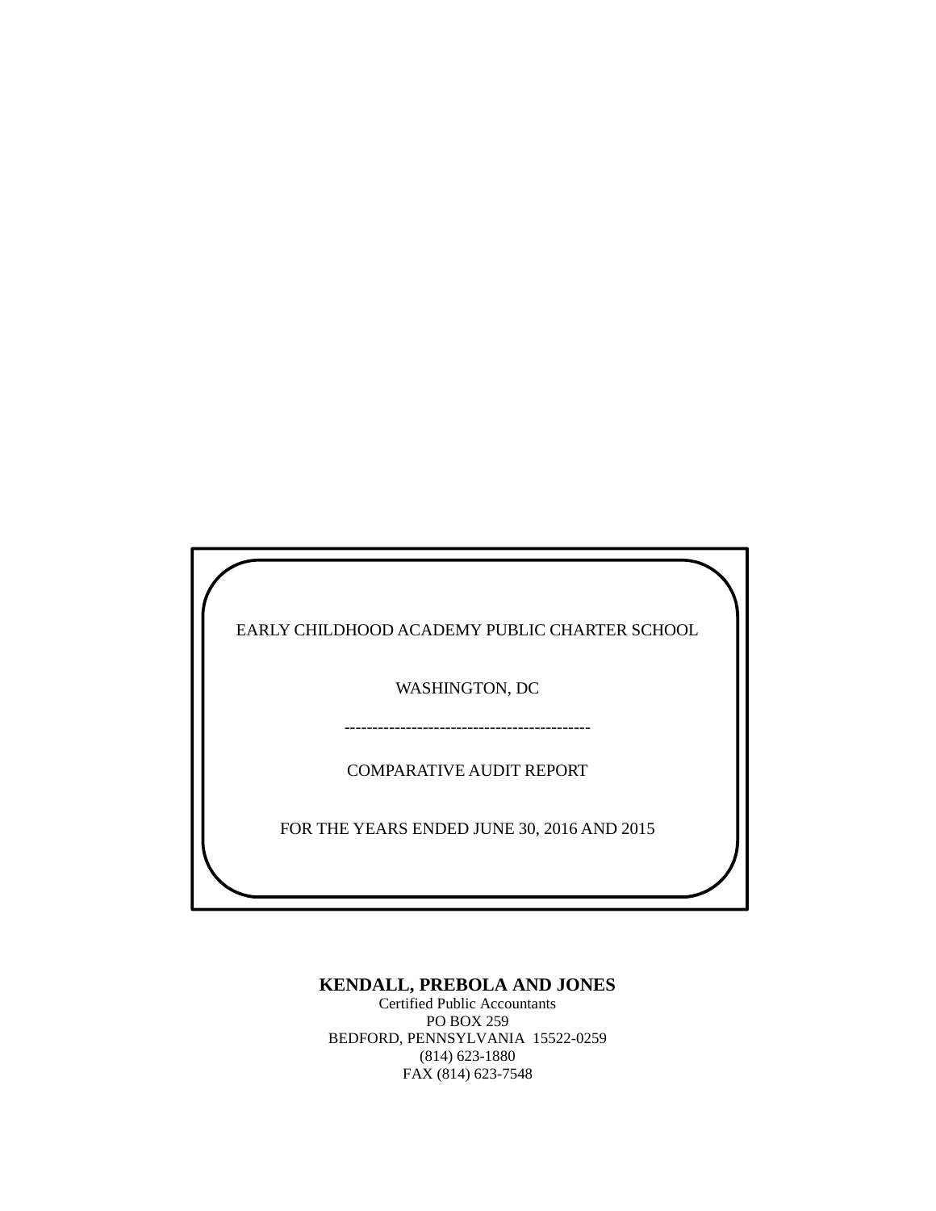EARLY CHILDHOOD ACADEMY PUBLIC CHARTER SCHOOL

WASHINGTON, DC

--------------------------------------------

COMPARATIVE AUDIT REPORT

FOR THE YEARS ENDED JUNE 30, 2016 AND 2015

**KENDALL, PREBOLA AND JONES**
Certified Public Accountants
PO BOX 259
BEDFORD, PENNSYLVANIA 15522-0259
(814) 623-1880
FAX (814) 623-7548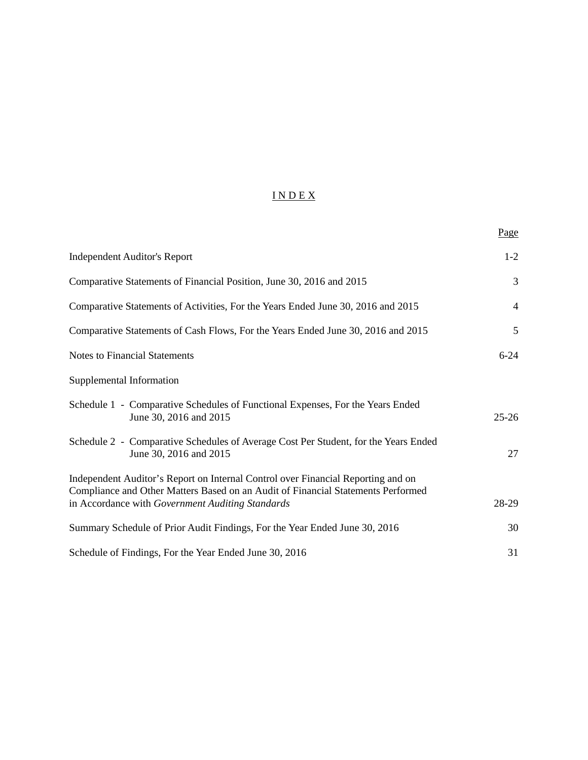# INDEX

| | Page |
|---|---|
| Independent Auditor's Report | 1-2 |
| Comparative Statements of Financial Position, June 30, 2016 and 2015 | 3 |
| Comparative Statements of Activities, For the Years Ended June 30, 2016 and 2015 | 4 |
| Comparative Statements of Cash Flows, For the Years Ended June 30, 2016 and 2015 | 5 |
| Notes to Financial Statements | 6-24 |
| Supplemental Information | |
| Schedule 1 - Comparative Schedules of Functional Expenses, For the Years Ended June 30, 2016 and 2015 | 25-26 |
| Schedule 2 - Comparative Schedules of Average Cost Per Student, for the Years Ended June 30, 2016 and 2015 | 27 |
| Independent Auditor's Report on Internal Control over Financial Reporting and on Compliance and Other Matters Based on an Audit of Financial Statements Performed in Accordance with *Government Auditing Standards* | 28-29 |
| Summary Schedule of Prior Audit Findings, For the Year Ended June 30, 2016 | 30 |
| Schedule of Findings, For the Year Ended June 30, 2016 | 31 |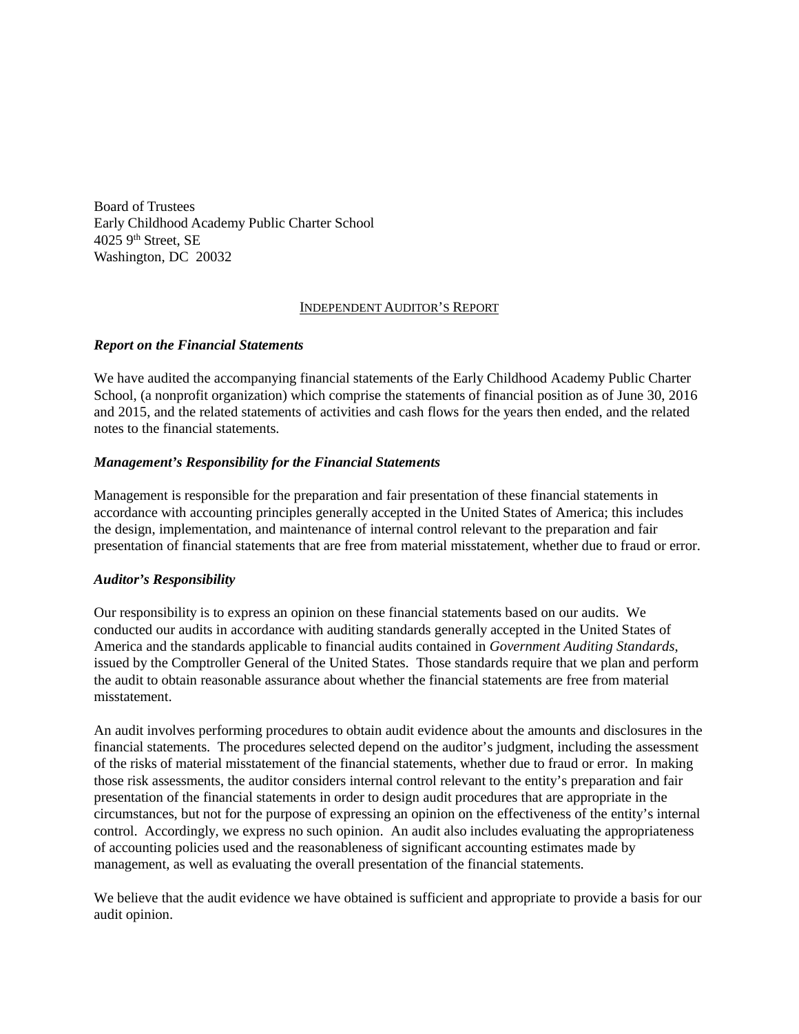Board of Trustees
Early Childhood Academy Public Charter School
4025 9th Street, SE
Washington, DC 20032

INDEPENDENT AUDITOR'S REPORT

***Report on the Financial Statements***

We have audited the accompanying financial statements of the Early Childhood Academy Public Charter School, (a nonprofit organization) which comprise the statements of financial position as of June 30, 2016 and 2015, and the related statements of activities and cash flows for the years then ended, and the related notes to the financial statements.

***Management's Responsibility for the Financial Statements***

Management is responsible for the preparation and fair presentation of these financial statements in accordance with accounting principles generally accepted in the United States of America; this includes the design, implementation, and maintenance of internal control relevant to the preparation and fair presentation of financial statements that are free from material misstatement, whether due to fraud or error.

***Auditor's Responsibility***

Our responsibility is to express an opinion on these financial statements based on our audits. We conducted our audits in accordance with auditing standards generally accepted in the United States of America and the standards applicable to financial audits contained in *Government Auditing Standards*, issued by the Comptroller General of the United States. Those standards require that we plan and perform the audit to obtain reasonable assurance about whether the financial statements are free from material misstatement.

An audit involves performing procedures to obtain audit evidence about the amounts and disclosures in the financial statements. The procedures selected depend on the auditor's judgment, including the assessment of the risks of material misstatement of the financial statements, whether due to fraud or error. In making those risk assessments, the auditor considers internal control relevant to the entity's preparation and fair presentation of the financial statements in order to design audit procedures that are appropriate in the circumstances, but not for the purpose of expressing an opinion on the effectiveness of the entity's internal control. Accordingly, we express no such opinion. An audit also includes evaluating the appropriateness of accounting policies used and the reasonableness of significant accounting estimates made by management, as well as evaluating the overall presentation of the financial statements.

We believe that the audit evidence we have obtained is sufficient and appropriate to provide a basis for our audit opinion.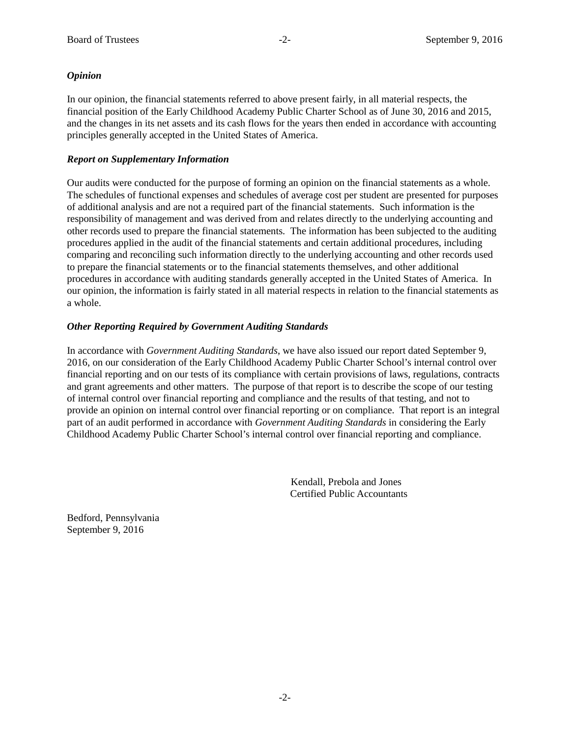***Opinion***

In our opinion, the financial statements referred to above present fairly, in all material respects, the financial position of the Early Childhood Academy Public Charter School as of June 30, 2016 and 2015, and the changes in its net assets and its cash flows for the years then ended in accordance with accounting principles generally accepted in the United States of America.

***Report on Supplementary Information***

Our audits were conducted for the purpose of forming an opinion on the financial statements as a whole. The schedules of functional expenses and schedules of average cost per student are presented for purposes of additional analysis and are not a required part of the financial statements. Such information is the responsibility of management and was derived from and relates directly to the underlying accounting and other records used to prepare the financial statements. The information has been subjected to the auditing procedures applied in the audit of the financial statements and certain additional procedures, including comparing and reconciling such information directly to the underlying accounting and other records used to prepare the financial statements or to the financial statements themselves, and other additional procedures in accordance with auditing standards generally accepted in the United States of America. In our opinion, the information is fairly stated in all material respects in relation to the financial statements as a whole.

***Other Reporting Required by Government Auditing Standards***

In accordance with *Government Auditing Standards*, we have also issued our report dated September 9, 2016, on our consideration of the Early Childhood Academy Public Charter School's internal control over financial reporting and on our tests of its compliance with certain provisions of laws, regulations, contracts and grant agreements and other matters. The purpose of that report is to describe the scope of our testing of internal control over financial reporting and compliance and the results of that testing, and not to provide an opinion on internal control over financial reporting or on compliance. That report is an integral part of an audit performed in accordance with *Government Auditing Standards* in considering the Early Childhood Academy Public Charter School's internal control over financial reporting and compliance.

Kendall, Prebola and Jones
Certified Public Accountants

Bedford, Pennsylvania
September 9, 2016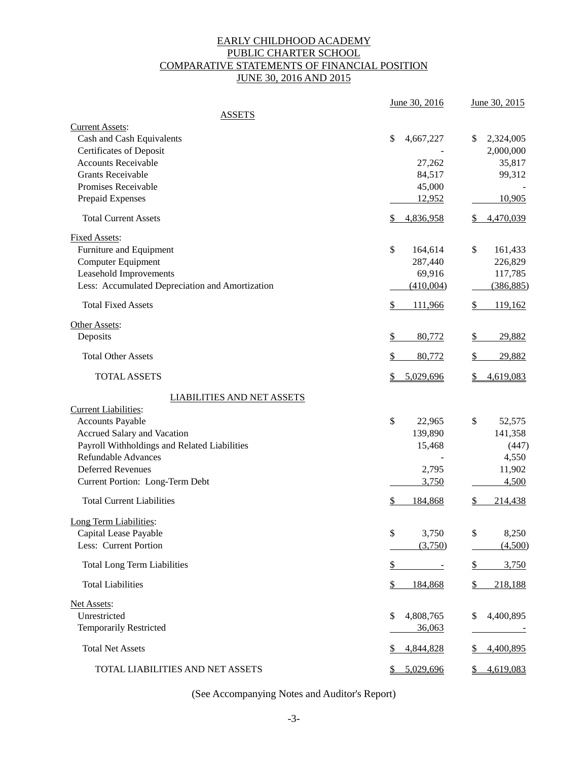# EARLY CHILDHOOD ACADEMY
# PUBLIC CHARTER SCHOOL
## COMPARATIVE STATEMENTS OF FINANCIAL POSITION
## JUNE 30, 2016 AND 2015

| | June 30, 2016 | June 30, 2015 |
|---|---|---|
| **ASSETS** | | |
| Current Assets: | | |
| Cash and Cash Equivalents | $ 4,667,227 | $ 2,324,005 |
| Certificates of Deposit | - | 2,000,000 |
| Accounts Receivable | 27,262 | 35,817 |
| Grants Receivable | 84,517 | 99,312 |
| Promises Receivable | 45,000 | - |
| Prepaid Expenses | 12,952 | 10,905 |
| Total Current Assets | $ 4,836,958 | $ 4,470,039 |
| Fixed Assets: | | |
| Furniture and Equipment | $ 164,614 | $ 161,433 |
| Computer Equipment | 287,440 | 226,829 |
| Leasehold Improvements | 69,916 | 117,785 |
| Less: Accumulated Depreciation and Amortization | (410,004) | (386,885) |
| Total Fixed Assets | $ 111,966 | $ 119,162 |
| Other Assets: | | |
| Deposits | $ 80,772 | $ 29,882 |
| Total Other Assets | $ 80,772 | $ 29,882 |
| TOTAL ASSETS | $ 5,029,696 | $ 4,619,083 |
| **LIABILITIES AND NET ASSETS** | | |
| Current Liabilities: | | |
| Accounts Payable | $ 22,965 | $ 52,575 |
| Accrued Salary and Vacation | 139,890 | 141,358 |
| Payroll Withholdings and Related Liabilities | 15,468 | (447) |
| Refundable Advances | - | 4,550 |
| Deferred Revenues | 2,795 | 11,902 |
| Current Portion: Long-Term Debt | 3,750 | 4,500 |
| Total Current Liabilities | $ 184,868 | $ 214,438 |
| Long Term Liabilities: | | |
| Capital Lease Payable | $ 3,750 | $ 8,250 |
| Less: Current Portion | (3,750) | (4,500) |
| Total Long Term Liabilities | $ - | $ 3,750 |
| Total Liabilities | $ 184,868 | $ 218,188 |
| Net Assets: | | |
| Unrestricted | $ 4,808,765 | $ 4,400,895 |
| Temporarily Restricted | 36,063 | - |
| Total Net Assets | $ 4,844,828 | $ 4,400,895 |
| TOTAL LIABILITIES AND NET ASSETS | $ 5,029,696 | $ 4,619,083 |

(See Accompanying Notes and Auditor's Report)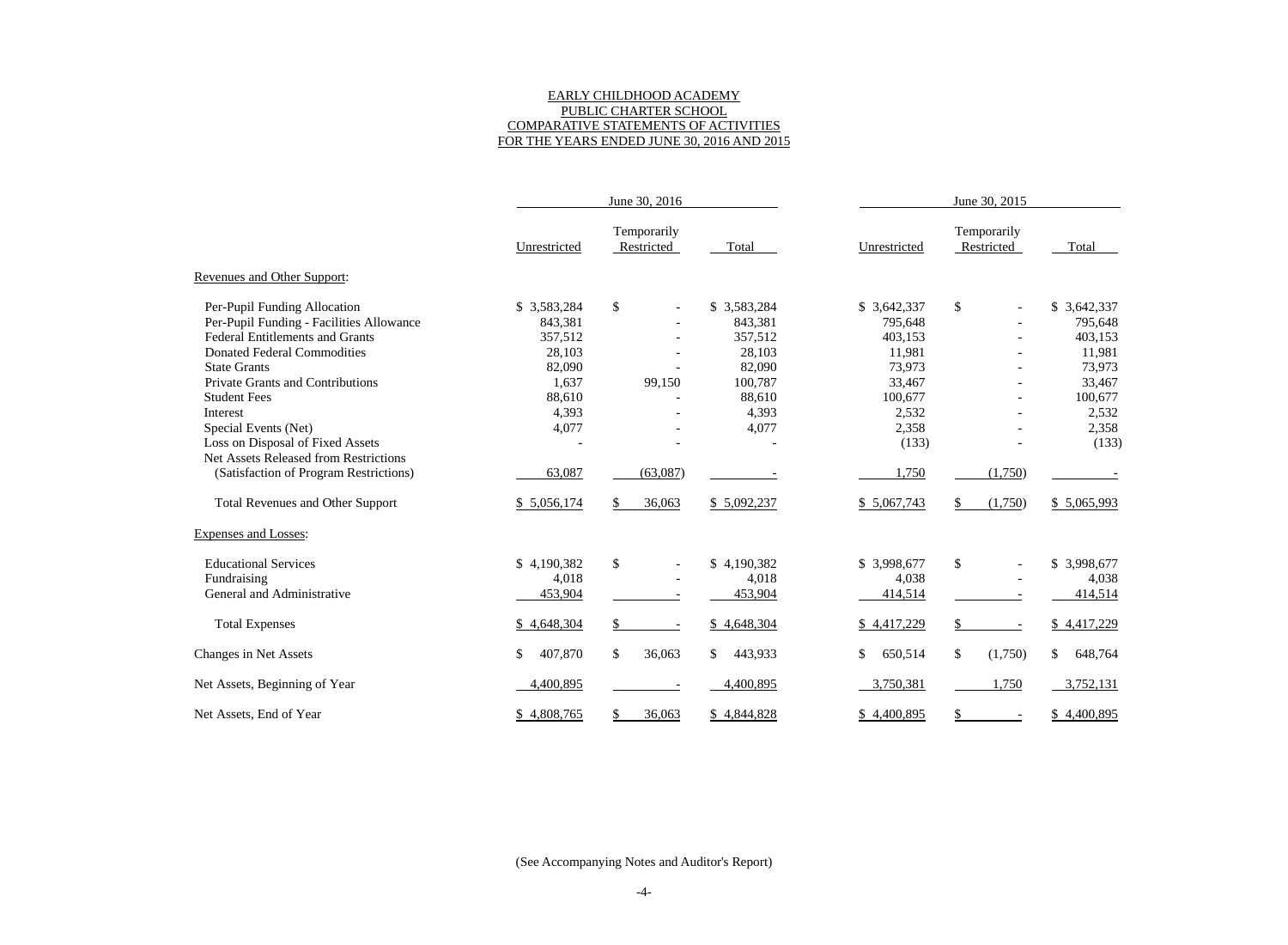# EARLY CHILDHOOD ACADEMY
## PUBLIC CHARTER SCHOOL
## COMPARATIVE STATEMENTS OF ACTIVITIES
## FOR THE YEARS ENDED JUNE 30, 2016 AND 2015

| | June 30, 2016 | | | June 30, 2015 | | |
|---|---|---|---|---|---|---|
| | Unrestricted | Temporarily Restricted | Total | Unrestricted | Temporarily Restricted | Total |
| **Revenues and Other Support:** | | | | | | |
| Per-Pupil Funding Allocation | $ 3,583,284 | $ - | $ 3,583,284 | $ 3,642,337 | $ - | $ 3,642,337 |
| Per-Pupil Funding - Facilities Allowance | 843,381 | - | 843,381 | 795,648 | - | 795,648 |
| Federal Entitlements and Grants | 357,512 | - | 357,512 | 403,153 | - | 403,153 |
| Donated Federal Commodities | 28,103 | - | 28,103 | 11,981 | - | 11,981 |
| State Grants | 82,090 | - | 82,090 | 73,973 | - | 73,973 |
| Private Grants and Contributions | 1,637 | 99,150 | 100,787 | 33,467 | - | 33,467 |
| Student Fees | 88,610 | - | 88,610 | 100,677 | - | 100,677 |
| Interest | 4,393 | - | 4,393 | 2,532 | - | 2,532 |
| Special Events (Net) | 4,077 | - | 4,077 | 2,358 | - | 2,358 |
| Loss on Disposal of Fixed Assets | - | - | - | (133) | - | (133) |
| Net Assets Released from Restrictions (Satisfaction of Program Restrictions) | 63,087 | (63,087) | - | 1,750 | (1,750) | - |
| Total Revenues and Other Support | $ 5,056,174 | $ 36,063 | $ 5,092,237 | $ 5,067,743 | $ (1,750) | $ 5,065,993 |
| **Expenses and Losses:** | | | | | | |
| Educational Services | $ 4,190,382 | $ - | $ 4,190,382 | $ 3,998,677 | $ - | $ 3,998,677 |
| Fundraising | 4,018 | - | 4,018 | 4,038 | - | 4,038 |
| General and Administrative | 453,904 | - | 453,904 | 414,514 | - | 414,514 |
| Total Expenses | $ 4,648,304 | $ - | $ 4,648,304 | $ 4,417,229 | $ - | $ 4,417,229 |
| Changes in Net Assets | $ 407,870 | $ 36,063 | $ 443,933 | $ 650,514 | $ (1,750) | $ 648,764 |
| Net Assets, Beginning of Year | 4,400,895 | - | 4,400,895 | 3,750,381 | 1,750 | 3,752,131 |
| Net Assets, End of Year | $ 4,808,765 | $ 36,063 | $ 4,844,828 | $ 4,400,895 | $ - | $ 4,400,895 |

(See Accompanying Notes and Auditor's Report)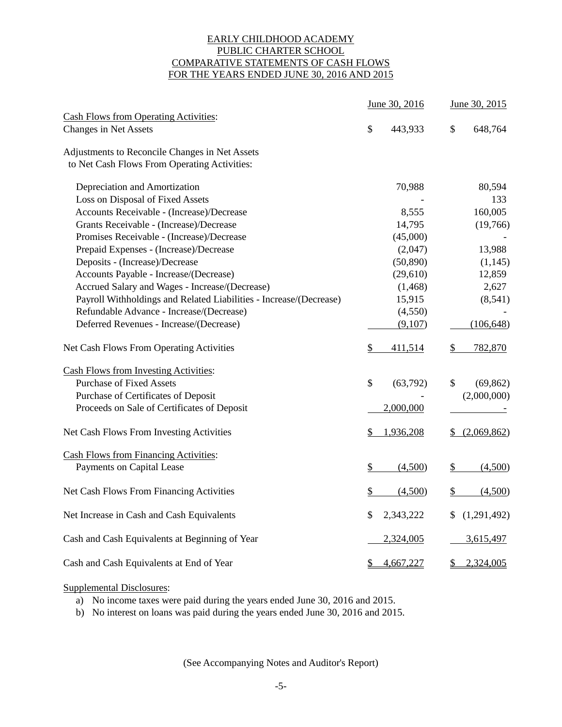EARLY CHILDHOOD ACADEMY
PUBLIC CHARTER SCHOOL
COMPARATIVE STATEMENTS OF CASH FLOWS
FOR THE YEARS ENDED JUNE 30, 2016 AND 2015

| | June 30, 2016 | June 30, 2015 |
|---|---|---|
| Cash Flows from Operating Activities: | | |
| Changes in Net Assets | $ 443,933 | $ 648,764 |
| Adjustments to Reconcile Changes in Net Assets to Net Cash Flows From Operating Activities: | | |
| Depreciation and Amortization | 70,988 | 80,594 |
| Loss on Disposal of Fixed Assets | - | 133 |
| Accounts Receivable - (Increase)/Decrease | 8,555 | 160,005 |
| Grants Receivable - (Increase)/Decrease | 14,795 | (19,766) |
| Promises Receivable - (Increase)/Decrease | (45,000) | - |
| Prepaid Expenses - (Increase)/Decrease | (2,047) | 13,988 |
| Deposits - (Increase)/Decrease | (50,890) | (1,145) |
| Accounts Payable - Increase/(Decrease) | (29,610) | 12,859 |
| Accrued Salary and Wages - Increase/(Decrease) | (1,468) | 2,627 |
| Payroll Withholdings and Related Liabilities - Increase/(Decrease) | 15,915 | (8,541) |
| Refundable Advance - Increase/(Decrease) | (4,550) | - |
| Deferred Revenues - Increase/(Decrease) | (9,107) | (106,648) |
| Net Cash Flows From Operating Activities | $ 411,514 | $ 782,870 |
| Cash Flows from Investing Activities: | | |
| Purchase of Fixed Assets | $ (63,792) | $ (69,862) |
| Purchase of Certificates of Deposit | - | (2,000,000) |
| Proceeds on Sale of Certificates of Deposit | 2,000,000 | - |
| Net Cash Flows From Investing Activities | $ 1,936,208 | $ (2,069,862) |
| Cash Flows from Financing Activities: | | |
| Payments on Capital Lease | $ (4,500) | $ (4,500) |
| Net Cash Flows From Financing Activities | $ (4,500) | $ (4,500) |
| Net Increase in Cash and Cash Equivalents | $ 2,343,222 | $ (1,291,492) |
| Cash and Cash Equivalents at Beginning of Year | 2,324,005 | 3,615,497 |
| Cash and Cash Equivalents at End of Year | $ 4,667,227 | $ 2,324,005 |

Supplemental Disclosures:

a) No income taxes were paid during the years ended June 30, 2016 and 2015.
b) No interest on loans was paid during the years ended June 30, 2016 and 2015.

(See Accompanying Notes and Auditor's Report)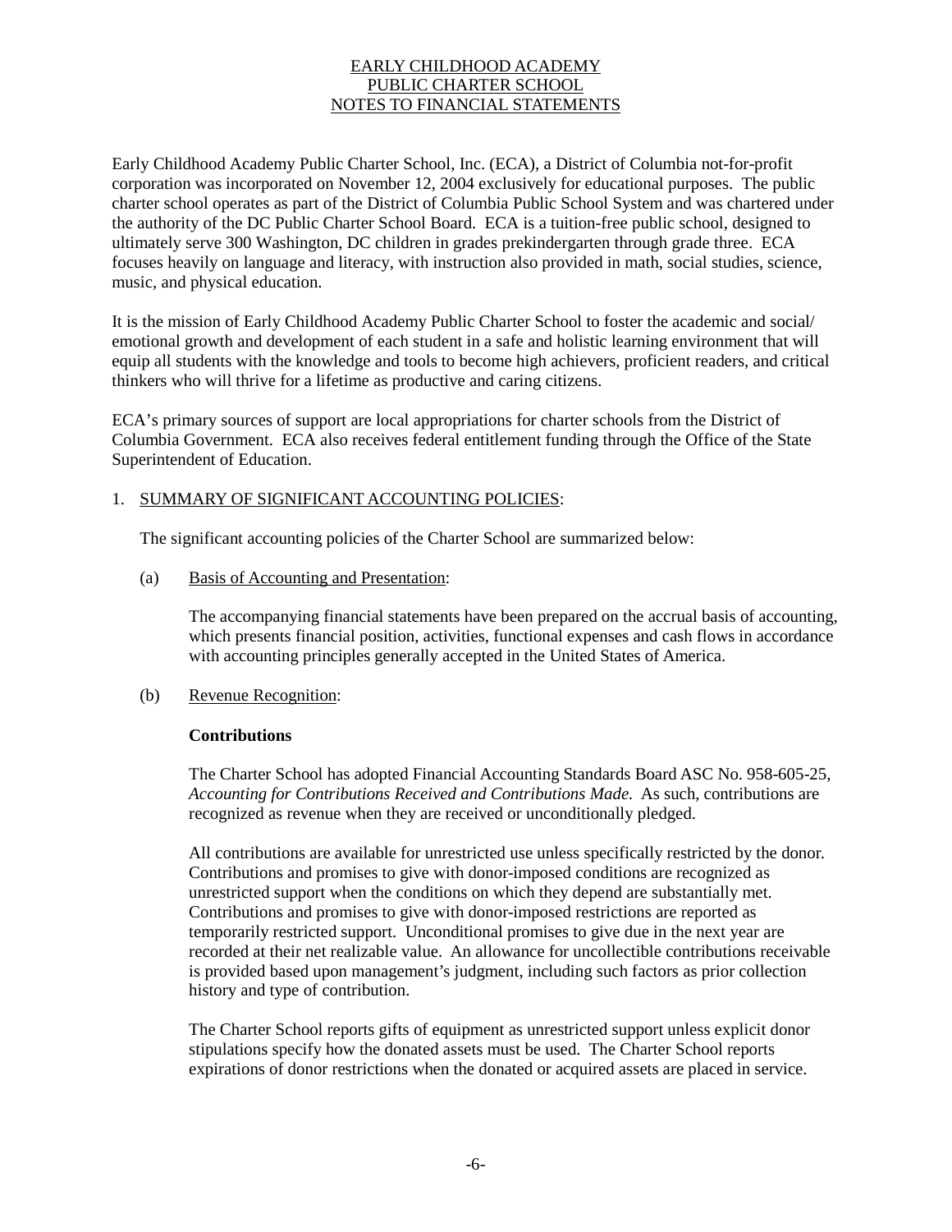# EARLY CHILDHOOD ACADEMY PUBLIC CHARTER SCHOOL NOTES TO FINANCIAL STATEMENTS

Early Childhood Academy Public Charter School, Inc. (ECA), a District of Columbia not-for-profit corporation was incorporated on November 12, 2004 exclusively for educational purposes. The public charter school operates as part of the District of Columbia Public School System and was chartered under the authority of the DC Public Charter School Board. ECA is a tuition-free public school, designed to ultimately serve 300 Washington, DC children in grades prekindergarten through grade three. ECA focuses heavily on language and literacy, with instruction also provided in math, social studies, science, music, and physical education.

It is the mission of Early Childhood Academy Public Charter School to foster the academic and social/ emotional growth and development of each student in a safe and holistic learning environment that will equip all students with the knowledge and tools to become high achievers, proficient readers, and critical thinkers who will thrive for a lifetime as productive and caring citizens.

ECA's primary sources of support are local appropriations for charter schools from the District of Columbia Government. ECA also receives federal entitlement funding through the Office of the State Superintendent of Education.

## 1. SUMMARY OF SIGNIFICANT ACCOUNTING POLICIES:

The significant accounting policies of the Charter School are summarized below:

### (a) Basis of Accounting and Presentation:

The accompanying financial statements have been prepared on the accrual basis of accounting, which presents financial position, activities, functional expenses and cash flows in accordance with accounting principles generally accepted in the United States of America.

### (b) Revenue Recognition:

**Contributions**

The Charter School has adopted Financial Accounting Standards Board ASC No. 958-605-25, *Accounting for Contributions Received and Contributions Made.* As such, contributions are recognized as revenue when they are received or unconditionally pledged.

All contributions are available for unrestricted use unless specifically restricted by the donor. Contributions and promises to give with donor-imposed conditions are recognized as unrestricted support when the conditions on which they depend are substantially met. Contributions and promises to give with donor-imposed restrictions are reported as temporarily restricted support. Unconditional promises to give due in the next year are recorded at their net realizable value. An allowance for uncollectible contributions receivable is provided based upon management's judgment, including such factors as prior collection history and type of contribution.

The Charter School reports gifts of equipment as unrestricted support unless explicit donor stipulations specify how the donated assets must be used. The Charter School reports expirations of donor restrictions when the donated or acquired assets are placed in service.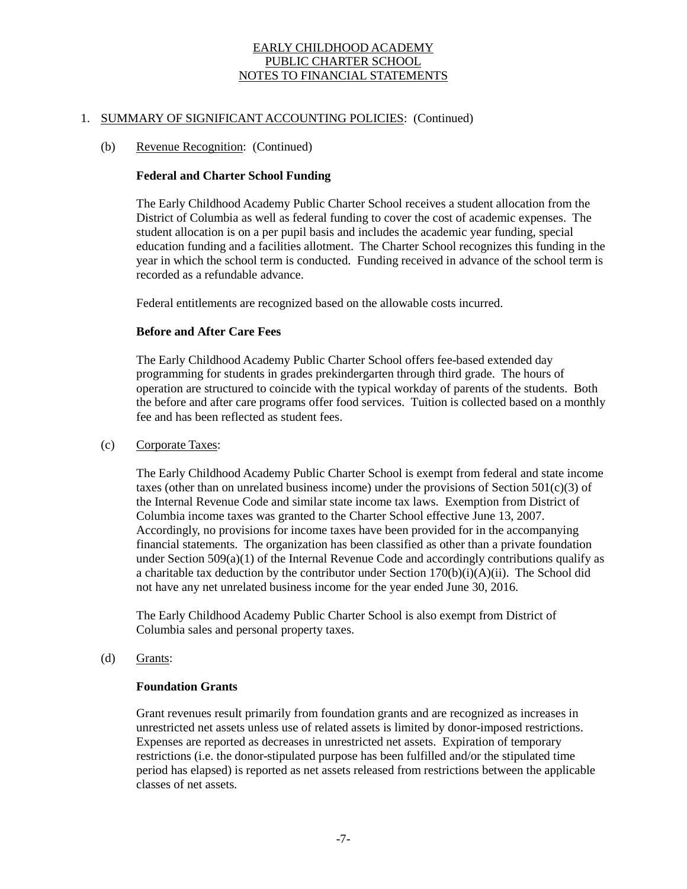# EARLY CHILDHOOD ACADEMY
# PUBLIC CHARTER SCHOOL
# NOTES TO FINANCIAL STATEMENTS

1. SUMMARY OF SIGNIFICANT ACCOUNTING POLICIES: (Continued)

   (b) Revenue Recognition: (Continued)

   **Federal and Charter School Funding**

   The Early Childhood Academy Public Charter School receives a student allocation from the District of Columbia as well as federal funding to cover the cost of academic expenses. The student allocation is on a per pupil basis and includes the academic year funding, special education funding and a facilities allotment. The Charter School recognizes this funding in the year in which the school term is conducted. Funding received in advance of the school term is recorded as a refundable advance.

   Federal entitlements are recognized based on the allowable costs incurred.

   **Before and After Care Fees**

   The Early Childhood Academy Public Charter School offers fee-based extended day programming for students in grades prekindergarten through third grade. The hours of operation are structured to coincide with the typical workday of parents of the students. Both the before and after care programs offer food services. Tuition is collected based on a monthly fee and has been reflected as student fees.

   (c) Corporate Taxes:

   The Early Childhood Academy Public Charter School is exempt from federal and state income taxes (other than on unrelated business income) under the provisions of Section 501(c)(3) of the Internal Revenue Code and similar state income tax laws. Exemption from District of Columbia income taxes was granted to the Charter School effective June 13, 2007. Accordingly, no provisions for income taxes have been provided for in the accompanying financial statements. The organization has been classified as other than a private foundation under Section 509(a)(1) of the Internal Revenue Code and accordingly contributions qualify as a charitable tax deduction by the contributor under Section 170(b)(i)(A)(ii). The School did not have any net unrelated business income for the year ended June 30, 2016.

   The Early Childhood Academy Public Charter School is also exempt from District of Columbia sales and personal property taxes.

   (d) Grants:

   **Foundation Grants**

   Grant revenues result primarily from foundation grants and are recognized as increases in unrestricted net assets unless use of related assets is limited by donor-imposed restrictions. Expenses are reported as decreases in unrestricted net assets. Expiration of temporary restrictions (i.e. the donor-stipulated purpose has been fulfilled and/or the stipulated time period has elapsed) is reported as net assets released from restrictions between the applicable classes of net assets.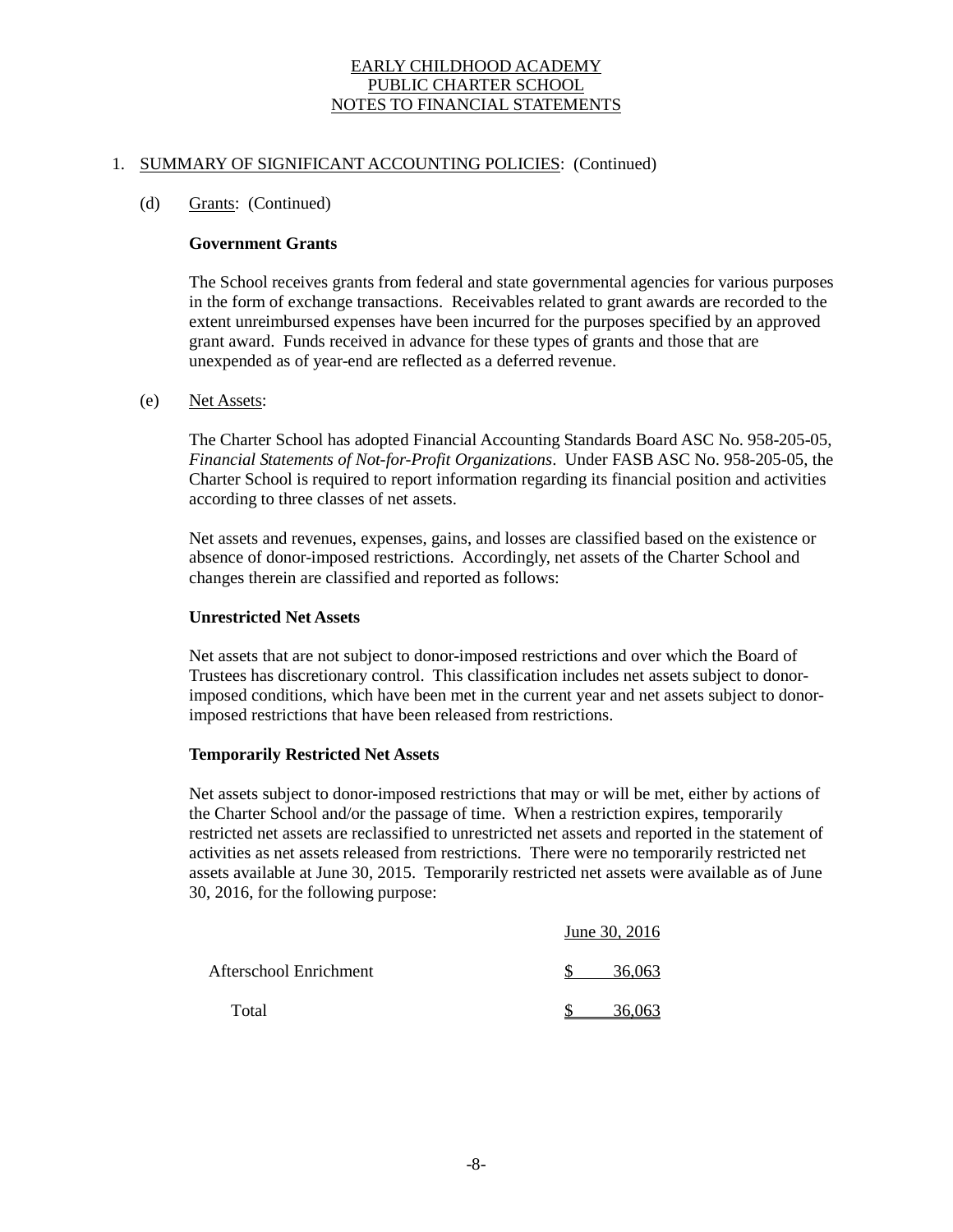EARLY CHILDHOOD ACADEMY
PUBLIC CHARTER SCHOOL
NOTES TO FINANCIAL STATEMENTS

1. SUMMARY OF SIGNIFICANT ACCOUNTING POLICIES: (Continued)

(d) Grants: (Continued)

**Government Grants**

The School receives grants from federal and state governmental agencies for various purposes in the form of exchange transactions. Receivables related to grant awards are recorded to the extent unreimbursed expenses have been incurred for the purposes specified by an approved grant award. Funds received in advance for these types of grants and those that are unexpended as of year-end are reflected as a deferred revenue.

(e) Net Assets:

The Charter School has adopted Financial Accounting Standards Board ASC No. 958-205-05, *Financial Statements of Not-for-Profit Organizations*. Under FASB ASC No. 958-205-05, the Charter School is required to report information regarding its financial position and activities according to three classes of net assets.

Net assets and revenues, expenses, gains, and losses are classified based on the existence or absence of donor-imposed restrictions. Accordingly, net assets of the Charter School and changes therein are classified and reported as follows:

**Unrestricted Net Assets**

Net assets that are not subject to donor-imposed restrictions and over which the Board of Trustees has discretionary control. This classification includes net assets subject to donor-imposed conditions, which have been met in the current year and net assets subject to donor-imposed restrictions that have been released from restrictions.

**Temporarily Restricted Net Assets**

Net assets subject to donor-imposed restrictions that may or will be met, either by actions of the Charter School and/or the passage of time. When a restriction expires, temporarily restricted net assets are reclassified to unrestricted net assets and reported in the statement of activities as net assets released from restrictions. There were no temporarily restricted net assets available at June 30, 2015. Temporarily restricted net assets were available as of June 30, 2016, for the following purpose:

| | June 30, 2016 |
|---|---|
| Afterschool Enrichment | $ 36,063 |
| Total | $ 36,063 |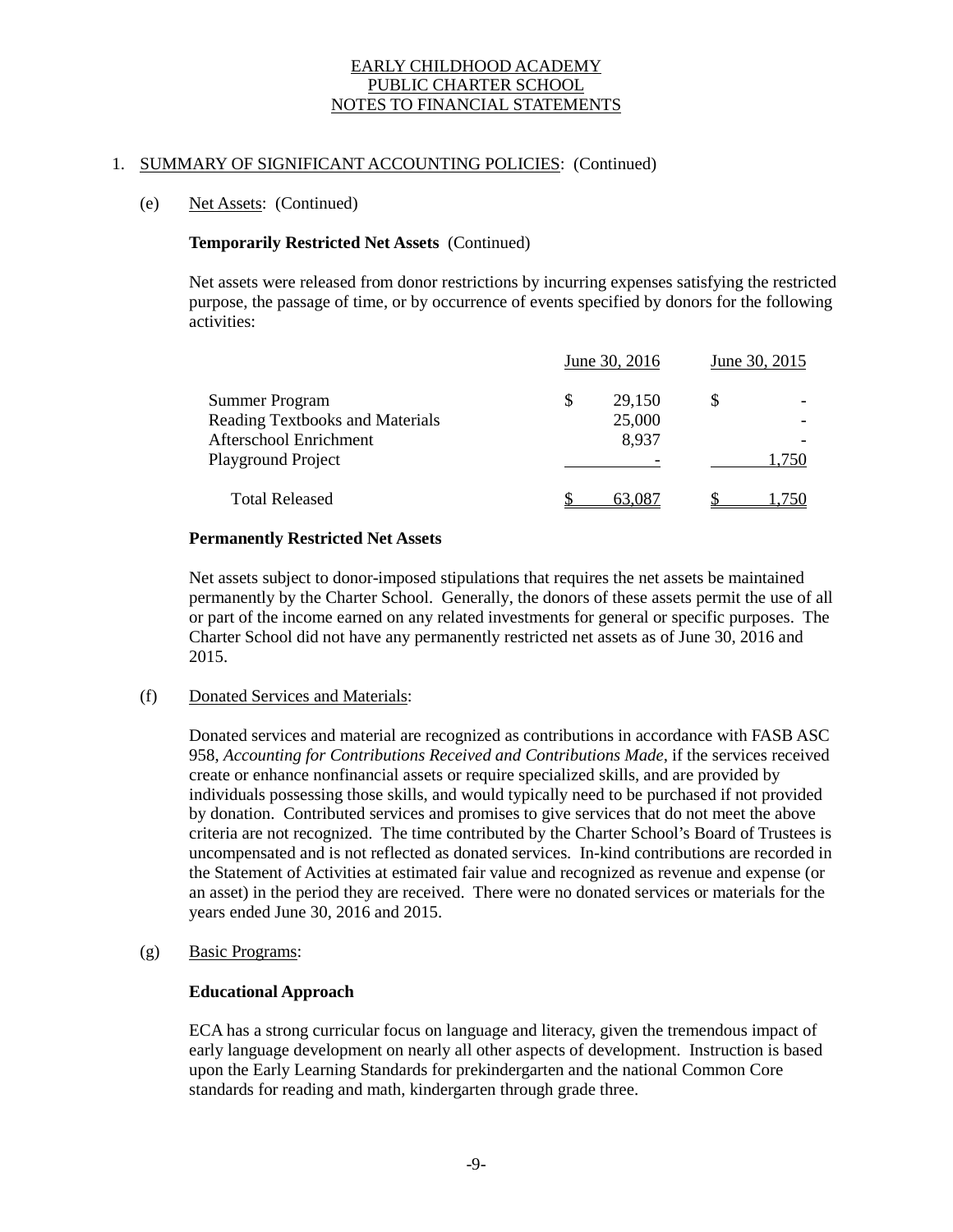EARLY CHILDHOOD ACADEMY
PUBLIC CHARTER SCHOOL
NOTES TO FINANCIAL STATEMENTS

1. SUMMARY OF SIGNIFICANT ACCOUNTING POLICIES: (Continued)

(e) Net Assets: (Continued)

**Temporarily Restricted Net Assets** (Continued)

Net assets were released from donor restrictions by incurring expenses satisfying the restricted purpose, the passage of time, or by occurrence of events specified by donors for the following activities:

| | June 30, 2016 | June 30, 2015 |
|---|---|---|
| Summer Program | $ 29,150 | $ - |
| Reading Textbooks and Materials | 25,000 | - |
| Afterschool Enrichment | 8,937 | - |
| Playground Project | - | 1,750 |
| Total Released | $ 63,087 | $ 1,750 |

**Permanently Restricted Net Assets**

Net assets subject to donor-imposed stipulations that requires the net assets be maintained permanently by the Charter School. Generally, the donors of these assets permit the use of all or part of the income earned on any related investments for general or specific purposes. The Charter School did not have any permanently restricted net assets as of June 30, 2016 and 2015.

(f) Donated Services and Materials:

Donated services and material are recognized as contributions in accordance with FASB ASC 958, *Accounting for Contributions Received and Contributions Made*, if the services received create or enhance nonfinancial assets or require specialized skills, and are provided by individuals possessing those skills, and would typically need to be purchased if not provided by donation. Contributed services and promises to give services that do not meet the above criteria are not recognized. The time contributed by the Charter School's Board of Trustees is uncompensated and is not reflected as donated services. In-kind contributions are recorded in the Statement of Activities at estimated fair value and recognized as revenue and expense (or an asset) in the period they are received. There were no donated services or materials for the years ended June 30, 2016 and 2015.

(g) Basic Programs:

**Educational Approach**

ECA has a strong curricular focus on language and literacy, given the tremendous impact of early language development on nearly all other aspects of development. Instruction is based upon the Early Learning Standards for prekindergarten and the national Common Core standards for reading and math, kindergarten through grade three.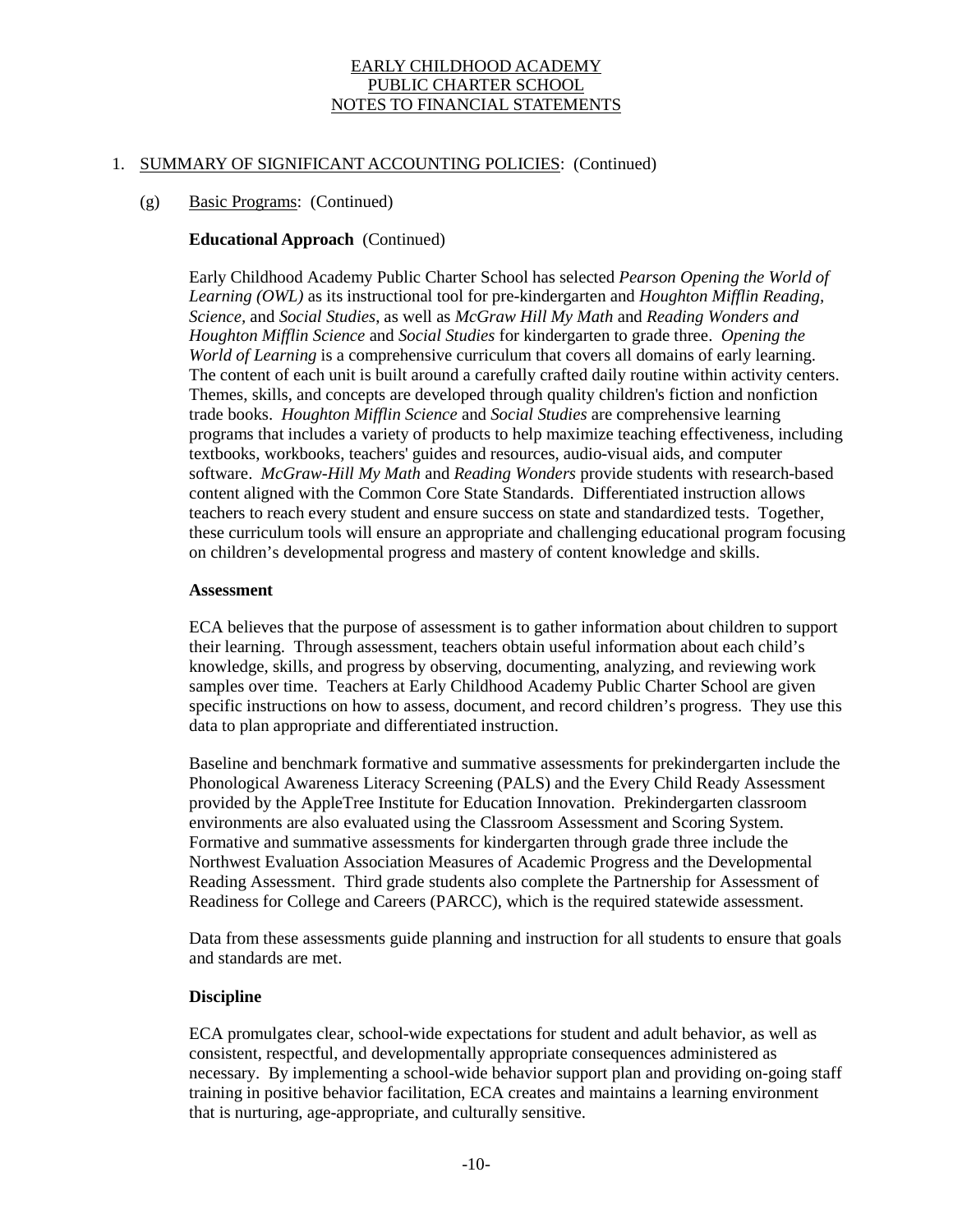# EARLY CHILDHOOD ACADEMY PUBLIC CHARTER SCHOOL NOTES TO FINANCIAL STATEMENTS

## 1. SUMMARY OF SIGNIFICANT ACCOUNTING POLICIES: (Continued)

### (g) Basic Programs: (Continued)

**Educational Approach** (Continued)

Early Childhood Academy Public Charter School has selected *Pearson Opening the World of Learning (OWL)* as its instructional tool for pre-kindergarten and *Houghton Mifflin Reading, Science,* and *Social Studies*, as well as *McGraw Hill My Math* and *Reading Wonders and Houghton Mifflin Science* and *Social Studies* for kindergarten to grade three. *Opening the World of Learning* is a comprehensive curriculum that covers all domains of early learning. The content of each unit is built around a carefully crafted daily routine within activity centers. Themes, skills, and concepts are developed through quality children's fiction and nonfiction trade books. *Houghton Mifflin Science* and *Social Studies* are comprehensive learning programs that includes a variety of products to help maximize teaching effectiveness, including textbooks, workbooks, teachers' guides and resources, audio-visual aids, and computer software. *McGraw-Hill My Math* and *Reading Wonders* provide students with research-based content aligned with the Common Core State Standards. Differentiated instruction allows teachers to reach every student and ensure success on state and standardized tests. Together, these curriculum tools will ensure an appropriate and challenging educational program focusing on children's developmental progress and mastery of content knowledge and skills.

**Assessment**

ECA believes that the purpose of assessment is to gather information about children to support their learning. Through assessment, teachers obtain useful information about each child's knowledge, skills, and progress by observing, documenting, analyzing, and reviewing work samples over time. Teachers at Early Childhood Academy Public Charter School are given specific instructions on how to assess, document, and record children's progress. They use this data to plan appropriate and differentiated instruction.

Baseline and benchmark formative and summative assessments for prekindergarten include the Phonological Awareness Literacy Screening (PALS) and the Every Child Ready Assessment provided by the AppleTree Institute for Education Innovation. Prekindergarten classroom environments are also evaluated using the Classroom Assessment and Scoring System. Formative and summative assessments for kindergarten through grade three include the Northwest Evaluation Association Measures of Academic Progress and the Developmental Reading Assessment. Third grade students also complete the Partnership for Assessment of Readiness for College and Careers (PARCC), which is the required statewide assessment.

Data from these assessments guide planning and instruction for all students to ensure that goals and standards are met.

**Discipline**

ECA promulgates clear, school-wide expectations for student and adult behavior, as well as consistent, respectful, and developmentally appropriate consequences administered as necessary. By implementing a school-wide behavior support plan and providing on-going staff training in positive behavior facilitation, ECA creates and maintains a learning environment that is nurturing, age-appropriate, and culturally sensitive.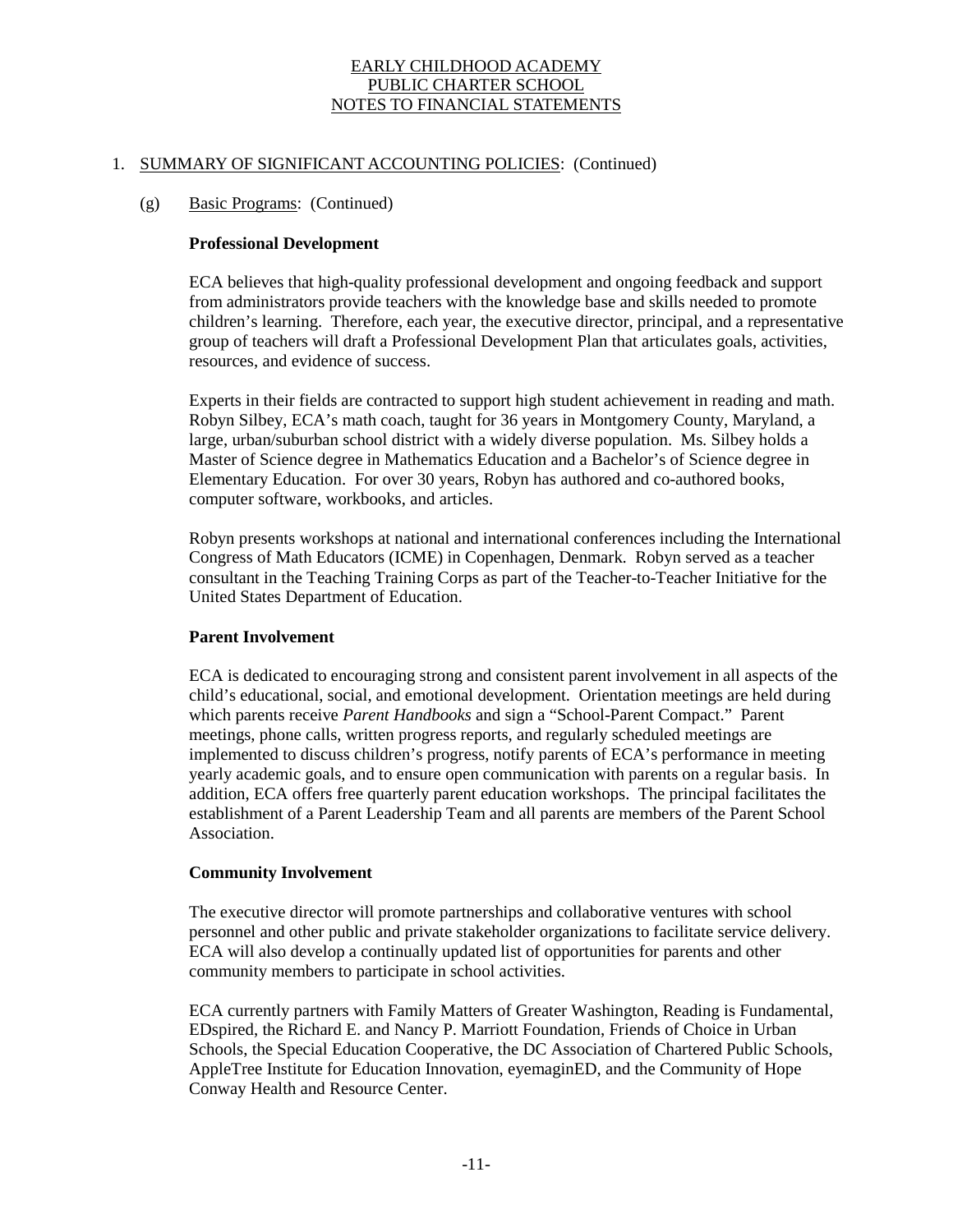EARLY CHILDHOOD ACADEMY
PUBLIC CHARTER SCHOOL
NOTES TO FINANCIAL STATEMENTS

1. SUMMARY OF SIGNIFICANT ACCOUNTING POLICIES: (Continued)

(g) Basic Programs: (Continued)

**Professional Development**

ECA believes that high-quality professional development and ongoing feedback and support from administrators provide teachers with the knowledge base and skills needed to promote children's learning. Therefore, each year, the executive director, principal, and a representative group of teachers will draft a Professional Development Plan that articulates goals, activities, resources, and evidence of success.

Experts in their fields are contracted to support high student achievement in reading and math. Robyn Silbey, ECA's math coach, taught for 36 years in Montgomery County, Maryland, a large, urban/suburban school district with a widely diverse population. Ms. Silbey holds a Master of Science degree in Mathematics Education and a Bachelor's of Science degree in Elementary Education. For over 30 years, Robyn has authored and co-authored books, computer software, workbooks, and articles.

Robyn presents workshops at national and international conferences including the International Congress of Math Educators (ICME) in Copenhagen, Denmark. Robyn served as a teacher consultant in the Teaching Training Corps as part of the Teacher-to-Teacher Initiative for the United States Department of Education.

**Parent Involvement**

ECA is dedicated to encouraging strong and consistent parent involvement in all aspects of the child's educational, social, and emotional development. Orientation meetings are held during which parents receive *Parent Handbooks* and sign a "School-Parent Compact." Parent meetings, phone calls, written progress reports, and regularly scheduled meetings are implemented to discuss children's progress, notify parents of ECA's performance in meeting yearly academic goals, and to ensure open communication with parents on a regular basis. In addition, ECA offers free quarterly parent education workshops. The principal facilitates the establishment of a Parent Leadership Team and all parents are members of the Parent School Association.

**Community Involvement**

The executive director will promote partnerships and collaborative ventures with school personnel and other public and private stakeholder organizations to facilitate service delivery. ECA will also develop a continually updated list of opportunities for parents and other community members to participate in school activities.

ECA currently partners with Family Matters of Greater Washington, Reading is Fundamental, EDspired, the Richard E. and Nancy P. Marriott Foundation, Friends of Choice in Urban Schools, the Special Education Cooperative, the DC Association of Chartered Public Schools, AppleTree Institute for Education Innovation, eyemaginED, and the Community of Hope Conway Health and Resource Center.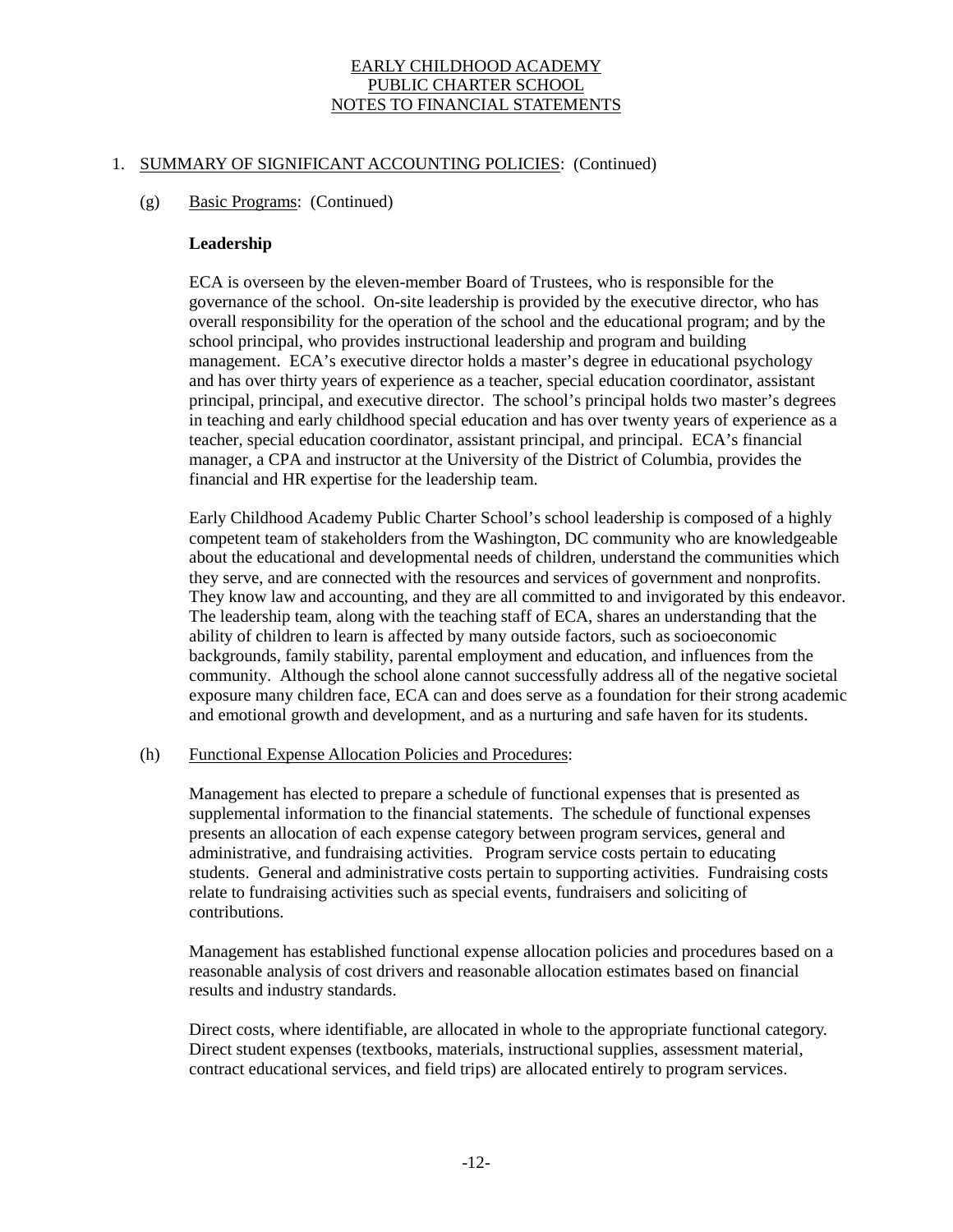EARLY CHILDHOOD ACADEMY
PUBLIC CHARTER SCHOOL
NOTES TO FINANCIAL STATEMENTS

1. SUMMARY OF SIGNIFICANT ACCOUNTING POLICIES: (Continued)

(g) Basic Programs: (Continued)

**Leadership**

ECA is overseen by the eleven-member Board of Trustees, who is responsible for the governance of the school. On-site leadership is provided by the executive director, who has overall responsibility for the operation of the school and the educational program; and by the school principal, who provides instructional leadership and program and building management. ECA's executive director holds a master's degree in educational psychology and has over thirty years of experience as a teacher, special education coordinator, assistant principal, principal, and executive director. The school's principal holds two master's degrees in teaching and early childhood special education and has over twenty years of experience as a teacher, special education coordinator, assistant principal, and principal. ECA's financial manager, a CPA and instructor at the University of the District of Columbia, provides the financial and HR expertise for the leadership team.

Early Childhood Academy Public Charter School's school leadership is composed of a highly competent team of stakeholders from the Washington, DC community who are knowledgeable about the educational and developmental needs of children, understand the communities which they serve, and are connected with the resources and services of government and nonprofits. They know law and accounting, and they are all committed to and invigorated by this endeavor. The leadership team, along with the teaching staff of ECA, shares an understanding that the ability of children to learn is affected by many outside factors, such as socioeconomic backgrounds, family stability, parental employment and education, and influences from the community. Although the school alone cannot successfully address all of the negative societal exposure many children face, ECA can and does serve as a foundation for their strong academic and emotional growth and development, and as a nurturing and safe haven for its students.

(h) Functional Expense Allocation Policies and Procedures:

Management has elected to prepare a schedule of functional expenses that is presented as supplemental information to the financial statements. The schedule of functional expenses presents an allocation of each expense category between program services, general and administrative, and fundraising activities. Program service costs pertain to educating students. General and administrative costs pertain to supporting activities. Fundraising costs relate to fundraising activities such as special events, fundraisers and soliciting of contributions.

Management has established functional expense allocation policies and procedures based on a reasonable analysis of cost drivers and reasonable allocation estimates based on financial results and industry standards.

Direct costs, where identifiable, are allocated in whole to the appropriate functional category. Direct student expenses (textbooks, materials, instructional supplies, assessment material, contract educational services, and field trips) are allocated entirely to program services.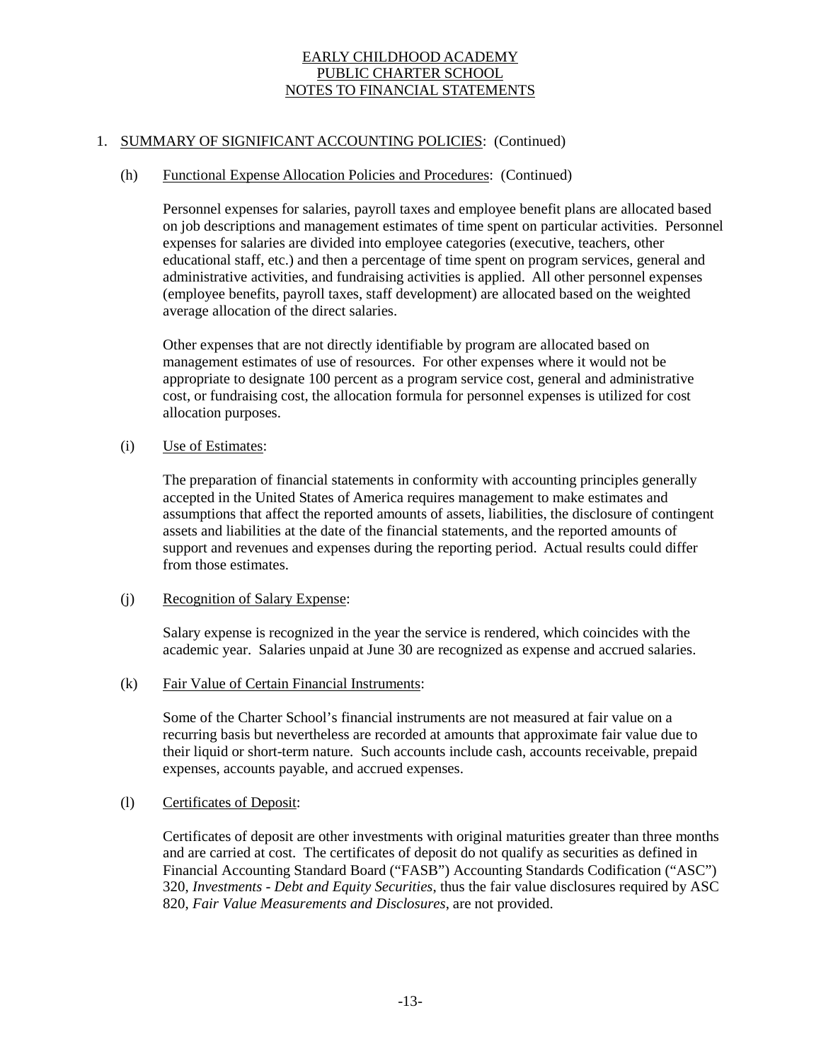# EARLY CHILDHOOD ACADEMY
# PUBLIC CHARTER SCHOOL
# NOTES TO FINANCIAL STATEMENTS

## 1. SUMMARY OF SIGNIFICANT ACCOUNTING POLICIES: (Continued)

### (h) Functional Expense Allocation Policies and Procedures: (Continued)

Personnel expenses for salaries, payroll taxes and employee benefit plans are allocated based on job descriptions and management estimates of time spent on particular activities. Personnel expenses for salaries are divided into employee categories (executive, teachers, other educational staff, etc.) and then a percentage of time spent on program services, general and administrative activities, and fundraising activities is applied. All other personnel expenses (employee benefits, payroll taxes, staff development) are allocated based on the weighted average allocation of the direct salaries.

Other expenses that are not directly identifiable by program are allocated based on management estimates of use of resources. For other expenses where it would not be appropriate to designate 100 percent as a program service cost, general and administrative cost, or fundraising cost, the allocation formula for personnel expenses is utilized for cost allocation purposes.

### (i) Use of Estimates:

The preparation of financial statements in conformity with accounting principles generally accepted in the United States of America requires management to make estimates and assumptions that affect the reported amounts of assets, liabilities, the disclosure of contingent assets and liabilities at the date of the financial statements, and the reported amounts of support and revenues and expenses during the reporting period. Actual results could differ from those estimates.

### (j) Recognition of Salary Expense:

Salary expense is recognized in the year the service is rendered, which coincides with the academic year. Salaries unpaid at June 30 are recognized as expense and accrued salaries.

### (k) Fair Value of Certain Financial Instruments:

Some of the Charter School's financial instruments are not measured at fair value on a recurring basis but nevertheless are recorded at amounts that approximate fair value due to their liquid or short-term nature. Such accounts include cash, accounts receivable, prepaid expenses, accounts payable, and accrued expenses.

### (l) Certificates of Deposit:

Certificates of deposit are other investments with original maturities greater than three months and are carried at cost. The certificates of deposit do not qualify as securities as defined in Financial Accounting Standard Board ("FASB") Accounting Standards Codification ("ASC") 320, *Investments - Debt and Equity Securities*, thus the fair value disclosures required by ASC 820, *Fair Value Measurements and Disclosures*, are not provided.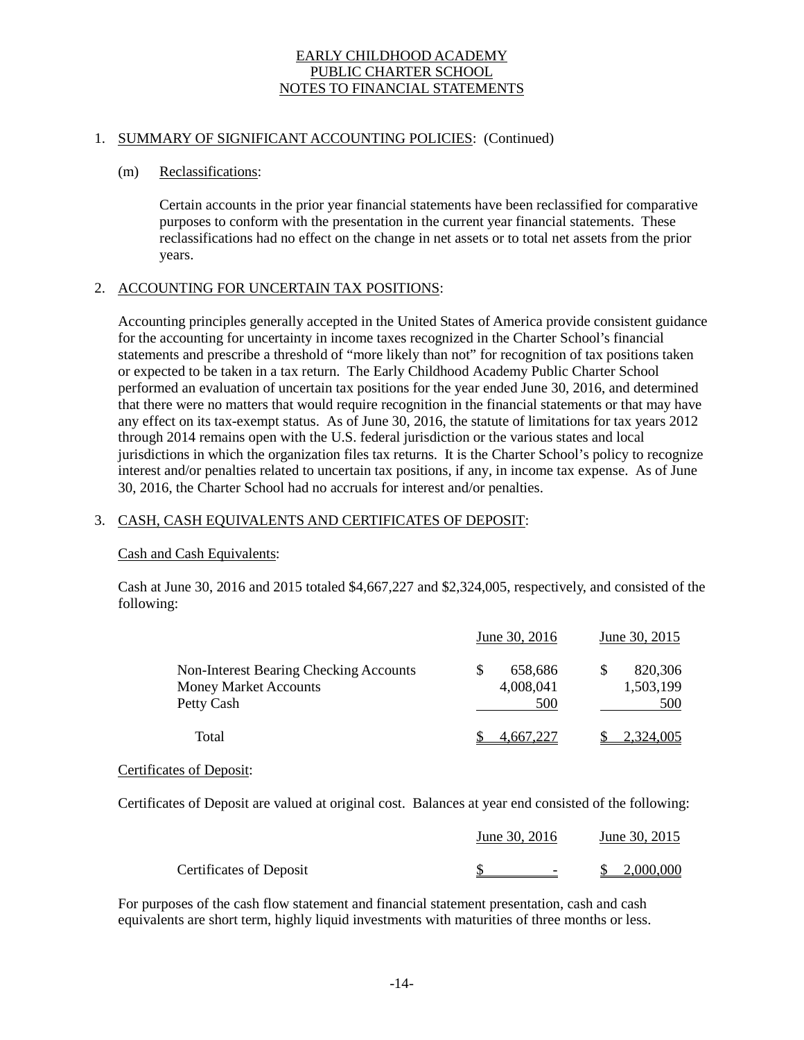EARLY CHILDHOOD ACADEMY
PUBLIC CHARTER SCHOOL
NOTES TO FINANCIAL STATEMENTS

1. SUMMARY OF SIGNIFICANT ACCOUNTING POLICIES: (Continued)

   (m) Reclassifications:

   Certain accounts in the prior year financial statements have been reclassified for comparative purposes to conform with the presentation in the current year financial statements. These reclassifications had no effect on the change in net assets or to total net assets from the prior years.

2. ACCOUNTING FOR UNCERTAIN TAX POSITIONS:

   Accounting principles generally accepted in the United States of America provide consistent guidance for the accounting for uncertainty in income taxes recognized in the Charter School's financial statements and prescribe a threshold of "more likely than not" for recognition of tax positions taken or expected to be taken in a tax return. The Early Childhood Academy Public Charter School performed an evaluation of uncertain tax positions for the year ended June 30, 2016, and determined that there were no matters that would require recognition in the financial statements or that may have any effect on its tax-exempt status. As of June 30, 2016, the statute of limitations for tax years 2012 through 2014 remains open with the U.S. federal jurisdiction or the various states and local jurisdictions in which the organization files tax returns. It is the Charter School's policy to recognize interest and/or penalties related to uncertain tax positions, if any, in income tax expense. As of June 30, 2016, the Charter School had no accruals for interest and/or penalties.

3. CASH, CASH EQUIVALENTS AND CERTIFICATES OF DEPOSIT:

   Cash and Cash Equivalents:

   Cash at June 30, 2016 and 2015 totaled $4,667,227 and $2,324,005, respectively, and consisted of the following:

| | June 30, 2016 | June 30, 2015 |
|---|---|---|
| Non-Interest Bearing Checking Accounts | $ 658,686 | $ 820,306 |
| Money Market Accounts | 4,008,041 | 1,503,199 |
| Petty Cash | 500 | 500 |
| Total | $ 4,667,227 | $ 2,324,005 |

   Certificates of Deposit:

   Certificates of Deposit are valued at original cost. Balances at year end consisted of the following:

| | June 30, 2016 | June 30, 2015 |
|---|---|---|
| Certificates of Deposit | $ - | $ 2,000,000 |

   For purposes of the cash flow statement and financial statement presentation, cash and cash equivalents are short term, highly liquid investments with maturities of three months or less.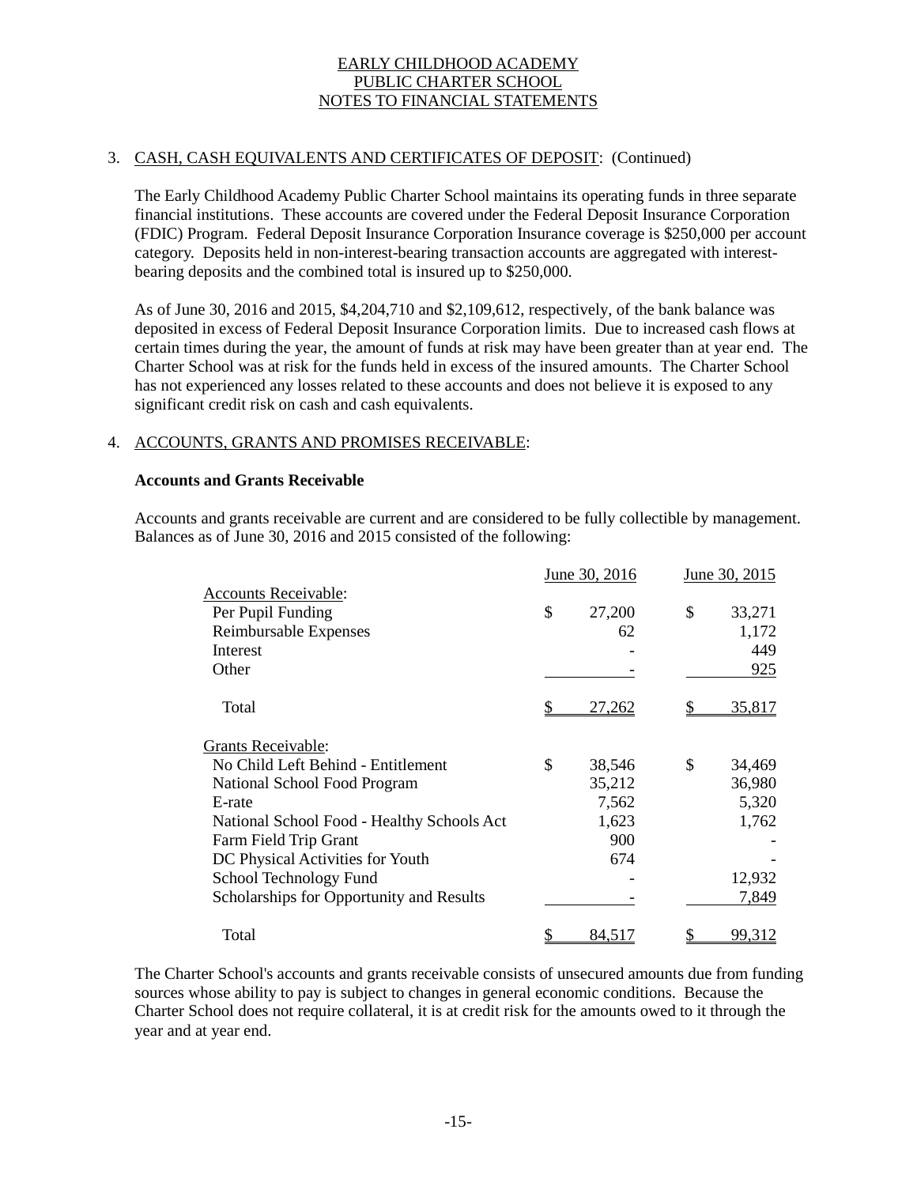EARLY CHILDHOOD ACADEMY
PUBLIC CHARTER SCHOOL
NOTES TO FINANCIAL STATEMENTS

3. CASH, CASH EQUIVALENTS AND CERTIFICATES OF DEPOSIT: (Continued)

The Early Childhood Academy Public Charter School maintains its operating funds in three separate financial institutions. These accounts are covered under the Federal Deposit Insurance Corporation (FDIC) Program. Federal Deposit Insurance Corporation Insurance coverage is $250,000 per account category. Deposits held in non-interest-bearing transaction accounts are aggregated with interest-bearing deposits and the combined total is insured up to $250,000.

As of June 30, 2016 and 2015, $4,204,710 and $2,109,612, respectively, of the bank balance was deposited in excess of Federal Deposit Insurance Corporation limits. Due to increased cash flows at certain times during the year, the amount of funds at risk may have been greater than at year end. The Charter School was at risk for the funds held in excess of the insured amounts. The Charter School has not experienced any losses related to these accounts and does not believe it is exposed to any significant credit risk on cash and cash equivalents.

4. ACCOUNTS, GRANTS AND PROMISES RECEIVABLE:

**Accounts and Grants Receivable**

Accounts and grants receivable are current and are considered to be fully collectible by management. Balances as of June 30, 2016 and 2015 consisted of the following:

| | June 30, 2016 | June 30, 2015 |
|---|---|---|
| Accounts Receivable: | | |
| Per Pupil Funding | $ 27,200 | $ 33,271 |
| Reimbursable Expenses | 62 | 1,172 |
| Interest | - | 449 |
| Other | - | 925 |
| Total | $ 27,262 | $ 35,817 |
| Grants Receivable: | | |
| No Child Left Behind - Entitlement | $ 38,546 | $ 34,469 |
| National School Food Program | 35,212 | 36,980 |
| E-rate | 7,562 | 5,320 |
| National School Food - Healthy Schools Act | 1,623 | 1,762 |
| Farm Field Trip Grant | 900 | - |
| DC Physical Activities for Youth | 674 | - |
| School Technology Fund | - | 12,932 |
| Scholarships for Opportunity and Results | - | 7,849 |
| Total | $ 84,517 | $ 99,312 |

The Charter School's accounts and grants receivable consists of unsecured amounts due from funding sources whose ability to pay is subject to changes in general economic conditions. Because the Charter School does not require collateral, it is at credit risk for the amounts owed to it through the year and at year end.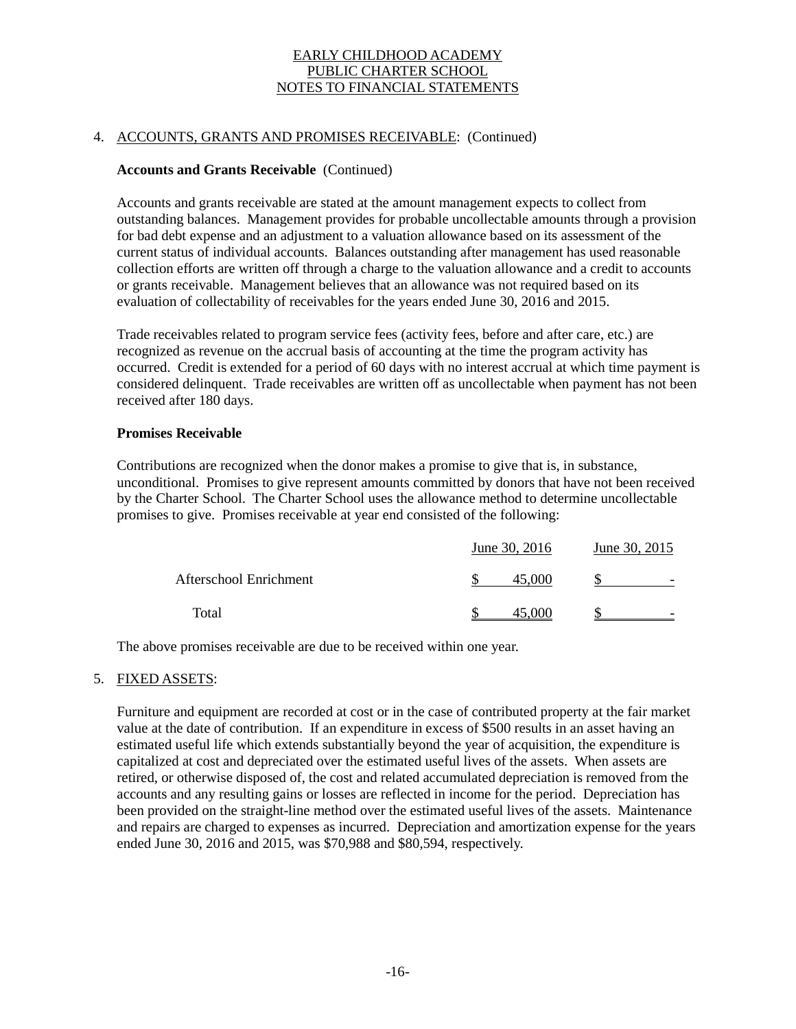# EARLY CHILDHOOD ACADEMY PUBLIC CHARTER SCHOOL NOTES TO FINANCIAL STATEMENTS

## 4. ACCOUNTS, GRANTS AND PROMISES RECEIVABLE: (Continued)

### Accounts and Grants Receivable (Continued)

Accounts and grants receivable are stated at the amount management expects to collect from outstanding balances. Management provides for probable uncollectable amounts through a provision for bad debt expense and an adjustment to a valuation allowance based on its assessment of the current status of individual accounts. Balances outstanding after management has used reasonable collection efforts are written off through a charge to the valuation allowance and a credit to accounts or grants receivable. Management believes that an allowance was not required based on its evaluation of collectability of receivables for the years ended June 30, 2016 and 2015.

Trade receivables related to program service fees (activity fees, before and after care, etc.) are recognized as revenue on the accrual basis of accounting at the time the program activity has occurred. Credit is extended for a period of 60 days with no interest accrual at which time payment is considered delinquent. Trade receivables are written off as uncollectable when payment has not been received after 180 days.

### Promises Receivable

Contributions are recognized when the donor makes a promise to give that is, in substance, unconditional. Promises to give represent amounts committed by donors that have not been received by the Charter School. The Charter School uses the allowance method to determine uncollectable promises to give. Promises receivable at year end consisted of the following:

| | June 30, 2016 | June 30, 2015 |
|---|---|---|
| Afterschool Enrichment | $ 45,000 | $ - |
| Total | $ 45,000 | $ - |

The above promises receivable are due to be received within one year.

## 5. FIXED ASSETS:

Furniture and equipment are recorded at cost or in the case of contributed property at the fair market value at the date of contribution. If an expenditure in excess of $500 results in an asset having an estimated useful life which extends substantially beyond the year of acquisition, the expenditure is capitalized at cost and depreciated over the estimated useful lives of the assets. When assets are retired, or otherwise disposed of, the cost and related accumulated depreciation is removed from the accounts and any resulting gains or losses are reflected in income for the period. Depreciation has been provided on the straight-line method over the estimated useful lives of the assets. Maintenance and repairs are charged to expenses as incurred. Depreciation and amortization expense for the years ended June 30, 2016 and 2015, was $70,988 and $80,594, respectively.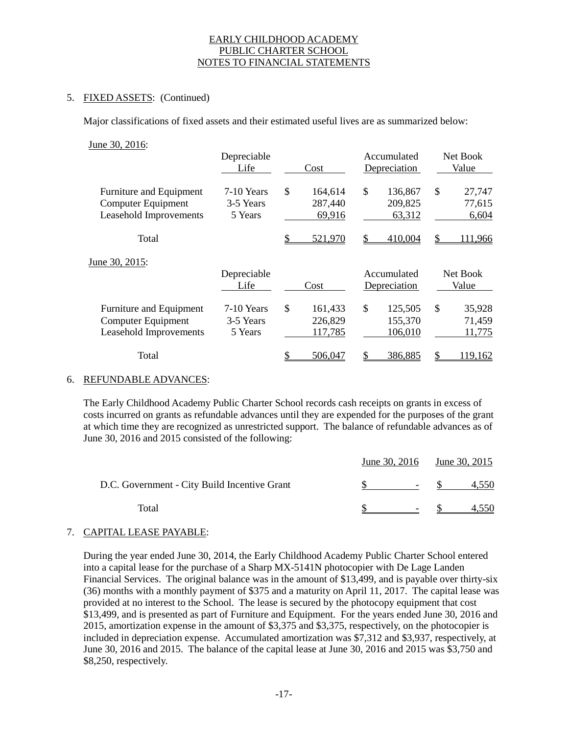EARLY CHILDHOOD ACADEMY
PUBLIC CHARTER SCHOOL
NOTES TO FINANCIAL STATEMENTS

5. FIXED ASSETS: (Continued)

Major classifications of fixed assets and their estimated useful lives are as summarized below:

June 30, 2016:

| | Depreciable Life | Cost | Accumulated Depreciation | Net Book Value |
|---|---|---|---|---|
| Furniture and Equipment | 7-10 Years | $ 164,614 | $ 136,867 | $ 27,747 |
| Computer Equipment | 3-5 Years | 287,440 | 209,825 | 77,615 |
| Leasehold Improvements | 5 Years | 69,916 | 63,312 | 6,604 |
| Total | | $ 521,970 | $ 410,004 | $ 111,966 |

June 30, 2015:

| | Depreciable Life | Cost | Accumulated Depreciation | Net Book Value |
|---|---|---|---|---|
| Furniture and Equipment | 7-10 Years | $ 161,433 | $ 125,505 | $ 35,928 |
| Computer Equipment | 3-5 Years | 226,829 | 155,370 | 71,459 |
| Leasehold Improvements | 5 Years | 117,785 | 106,010 | 11,775 |
| Total | | $ 506,047 | $ 386,885 | $ 119,162 |

6. REFUNDABLE ADVANCES:

The Early Childhood Academy Public Charter School records cash receipts on grants in excess of costs incurred on grants as refundable advances until they are expended for the purposes of the grant at which time they are recognized as unrestricted support. The balance of refundable advances as of June 30, 2016 and 2015 consisted of the following:

| | June 30, 2016 | June 30, 2015 |
|---|---|---|
| D.C. Government - City Build Incentive Grant | $ - | $ 4,550 |
| Total | $ - | $ 4,550 |

7. CAPITAL LEASE PAYABLE:

During the year ended June 30, 2014, the Early Childhood Academy Public Charter School entered into a capital lease for the purchase of a Sharp MX-5141N photocopier with De Lage Landen Financial Services. The original balance was in the amount of $13,499, and is payable over thirty-six (36) months with a monthly payment of $375 and a maturity on April 11, 2017. The capital lease was provided at no interest to the School. The lease is secured by the photocopy equipment that cost $13,499, and is presented as part of Furniture and Equipment. For the years ended June 30, 2016 and 2015, amortization expense in the amount of $3,375 and $3,375, respectively, on the photocopier is included in depreciation expense. Accumulated amortization was $7,312 and $3,937, respectively, at June 30, 2016 and 2015. The balance of the capital lease at June 30, 2016 and 2015 was $3,750 and $8,250, respectively.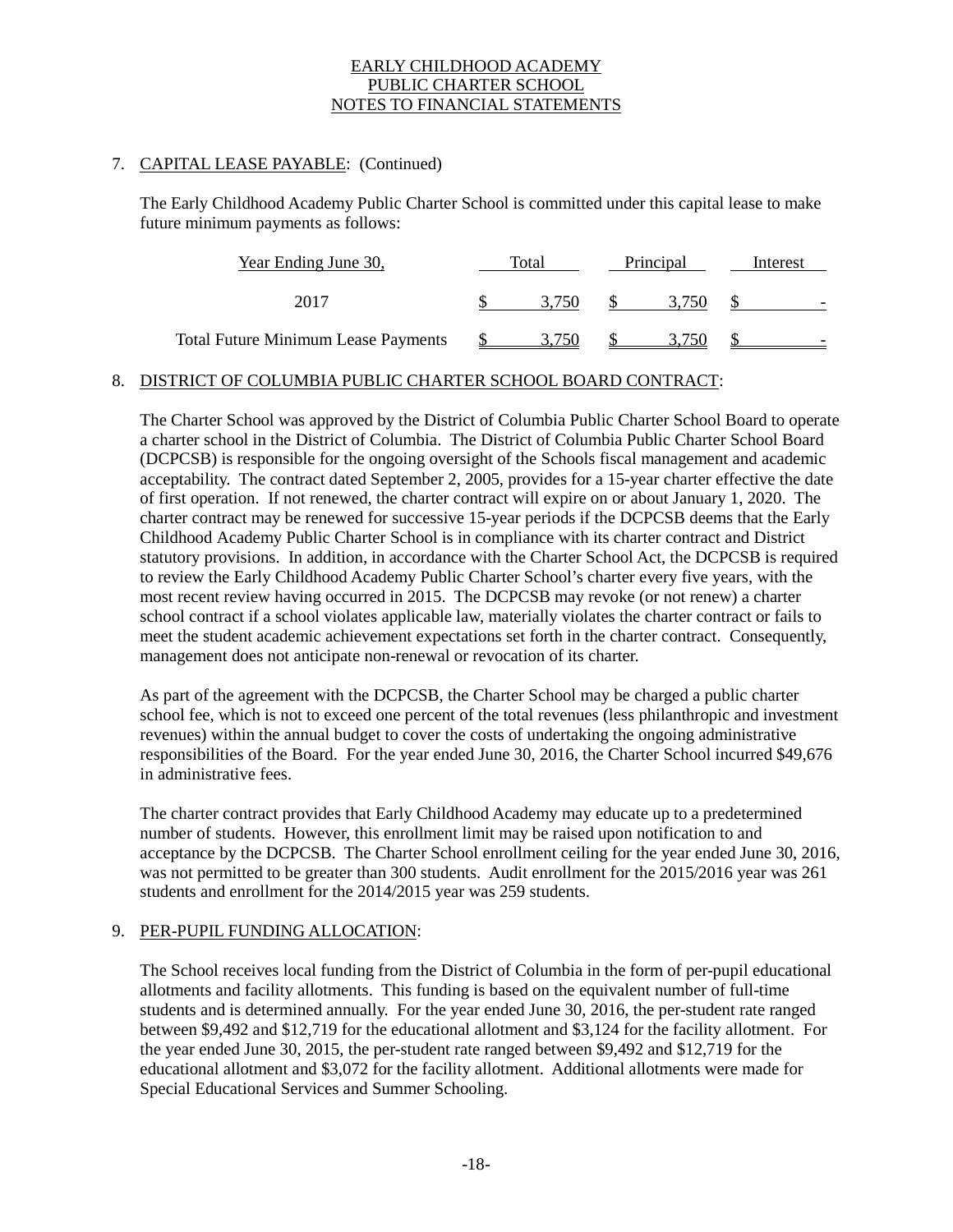## 7. CAPITAL LEASE PAYABLE: (Continued)

The Early Childhood Academy Public Charter School is committed under this capital lease to make future minimum payments as follows:

| Year Ending June 30, | Total | Principal | Interest |
|---|---|---|---|
| 2017 | $ 3,750 | $ 3,750 | $ - |
| Total Future Minimum Lease Payments | $ 3,750 | $ 3,750 | $ - |

## 8. DISTRICT OF COLUMBIA PUBLIC CHARTER SCHOOL BOARD CONTRACT:

The Charter School was approved by the District of Columbia Public Charter School Board to operate a charter school in the District of Columbia. The District of Columbia Public Charter School Board (DCPCSB) is responsible for the ongoing oversight of the Schools fiscal management and academic acceptability. The contract dated September 2, 2005, provides for a 15-year charter effective the date of first operation. If not renewed, the charter contract will expire on or about January 1, 2020. The charter contract may be renewed for successive 15-year periods if the DCPCSB deems that the Early Childhood Academy Public Charter School is in compliance with its charter contract and District statutory provisions. In addition, in accordance with the Charter School Act, the DCPCSB is required to review the Early Childhood Academy Public Charter School's charter every five years, with the most recent review having occurred in 2015. The DCPCSB may revoke (or not renew) a charter school contract if a school violates applicable law, materially violates the charter contract or fails to meet the student academic achievement expectations set forth in the charter contract. Consequently, management does not anticipate non-renewal or revocation of its charter.

As part of the agreement with the DCPCSB, the Charter School may be charged a public charter school fee, which is not to exceed one percent of the total revenues (less philanthropic and investment revenues) within the annual budget to cover the costs of undertaking the ongoing administrative responsibilities of the Board. For the year ended June 30, 2016, the Charter School incurred $49,676 in administrative fees.

The charter contract provides that Early Childhood Academy may educate up to a predetermined number of students. However, this enrollment limit may be raised upon notification to and acceptance by the DCPCSB. The Charter School enrollment ceiling for the year ended June 30, 2016, was not permitted to be greater than 300 students. Audit enrollment for the 2015/2016 year was 261 students and enrollment for the 2014/2015 year was 259 students.

## 9. PER-PUPIL FUNDING ALLOCATION:

The School receives local funding from the District of Columbia in the form of per-pupil educational allotments and facility allotments. This funding is based on the equivalent number of full-time students and is determined annually. For the year ended June 30, 2016, the per-student rate ranged between $9,492 and $12,719 for the educational allotment and $3,124 for the facility allotment. For the year ended June 30, 2015, the per-student rate ranged between $9,492 and $12,719 for the educational allotment and $3,072 for the facility allotment. Additional allotments were made for Special Educational Services and Summer Schooling.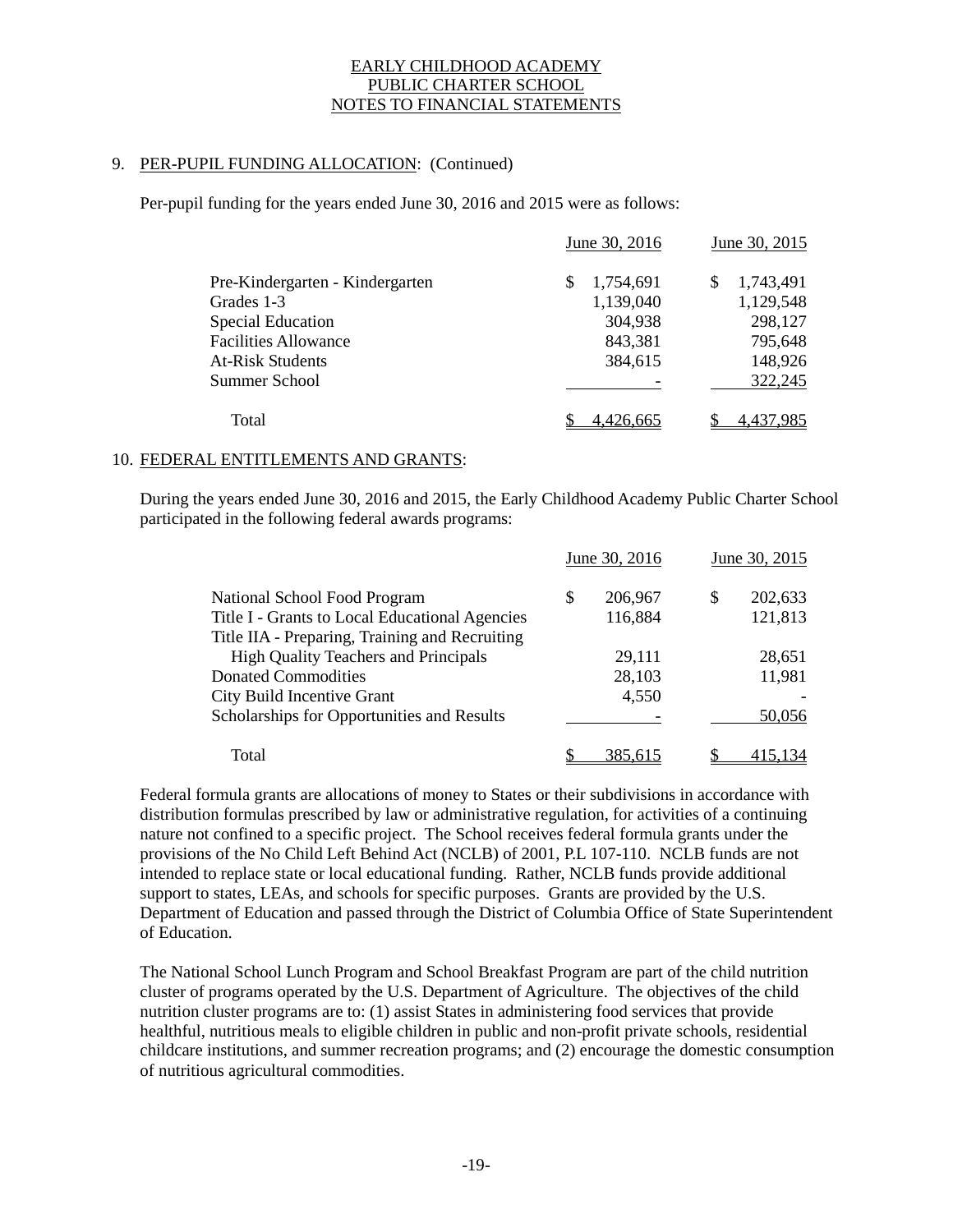## 9. PER-PUPIL FUNDING ALLOCATION: (Continued)

Per-pupil funding for the years ended June 30, 2016 and 2015 were as follows:

| | June 30, 2016 | June 30, 2015 |
|---|---|---|
| Pre-Kindergarten - Kindergarten | $ 1,754,691 | $ 1,743,491 |
| Grades 1-3 | 1,139,040 | 1,129,548 |
| Special Education | 304,938 | 298,127 |
| Facilities Allowance | 843,381 | 795,648 |
| At-Risk Students | 384,615 | 148,926 |
| Summer School | - | 322,245 |
| Total | $ 4,426,665 | $ 4,437,985 |

## 10. FEDERAL ENTITLEMENTS AND GRANTS:

During the years ended June 30, 2016 and 2015, the Early Childhood Academy Public Charter School participated in the following federal awards programs:

| | June 30, 2016 | June 30, 2015 |
|---|---|---|
| National School Food Program | $ 206,967 | $ 202,633 |
| Title I - Grants to Local Educational Agencies | 116,884 | 121,813 |
| Title IIA - Preparing, Training and Recruiting High Quality Teachers and Principals | 29,111 | 28,651 |
| Donated Commodities | 28,103 | 11,981 |
| City Build Incentive Grant | 4,550 | - |
| Scholarships for Opportunities and Results | - | 50,056 |
| Total | $ 385,615 | $ 415,134 |

Federal formula grants are allocations of money to States or their subdivisions in accordance with distribution formulas prescribed by law or administrative regulation, for activities of a continuing nature not confined to a specific project. The School receives federal formula grants under the provisions of the No Child Left Behind Act (NCLB) of 2001, P.L 107-110. NCLB funds are not intended to replace state or local educational funding. Rather, NCLB funds provide additional support to states, LEAs, and schools for specific purposes. Grants are provided by the U.S. Department of Education and passed through the District of Columbia Office of State Superintendent of Education.

The National School Lunch Program and School Breakfast Program are part of the child nutrition cluster of programs operated by the U.S. Department of Agriculture. The objectives of the child nutrition cluster programs are to: (1) assist States in administering food services that provide healthful, nutritious meals to eligible children in public and non-profit private schools, residential childcare institutions, and summer recreation programs; and (2) encourage the domestic consumption of nutritious agricultural commodities.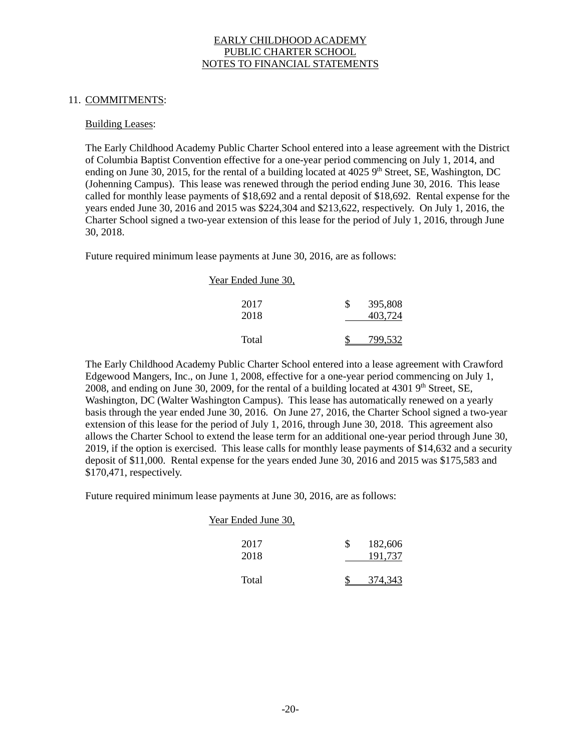EARLY CHILDHOOD ACADEMY
PUBLIC CHARTER SCHOOL
NOTES TO FINANCIAL STATEMENTS

11. COMMITMENTS:

Building Leases:

The Early Childhood Academy Public Charter School entered into a lease agreement with the District of Columbia Baptist Convention effective for a one-year period commencing on July 1, 2014, and ending on June 30, 2015, for the rental of a building located at 4025 9th Street, SE, Washington, DC (Johenning Campus). This lease was renewed through the period ending June 30, 2016. This lease called for monthly lease payments of $18,692 and a rental deposit of $18,692. Rental expense for the years ended June 30, 2016 and 2015 was $224,304 and $213,622, respectively. On July 1, 2016, the Charter School signed a two-year extension of this lease for the period of July 1, 2016, through June 30, 2018.

Future required minimum lease payments at June 30, 2016, are as follows:

| Year Ended June 30, | |
|---|---|
| 2017 | $ 395,808 |
| 2018 | 403,724 |
| Total | $ 799,532 |

The Early Childhood Academy Public Charter School entered into a lease agreement with Crawford Edgewood Mangers, Inc., on June 1, 2008, effective for a one-year period commencing on July 1, 2008, and ending on June 30, 2009, for the rental of a building located at 4301 9th Street, SE, Washington, DC (Walter Washington Campus). This lease has automatically renewed on a yearly basis through the year ended June 30, 2016. On June 27, 2016, the Charter School signed a two-year extension of this lease for the period of July 1, 2016, through June 30, 2018. This agreement also allows the Charter School to extend the lease term for an additional one-year period through June 30, 2019, if the option is exercised. This lease calls for monthly lease payments of $14,632 and a security deposit of $11,000. Rental expense for the years ended June 30, 2016 and 2015 was $175,583 and $170,471, respectively.

Future required minimum lease payments at June 30, 2016, are as follows:

| Year Ended June 30, | |
|---|---|
| 2017 | $ 182,606 |
| 2018 | 191,737 |
| Total | $ 374,343 |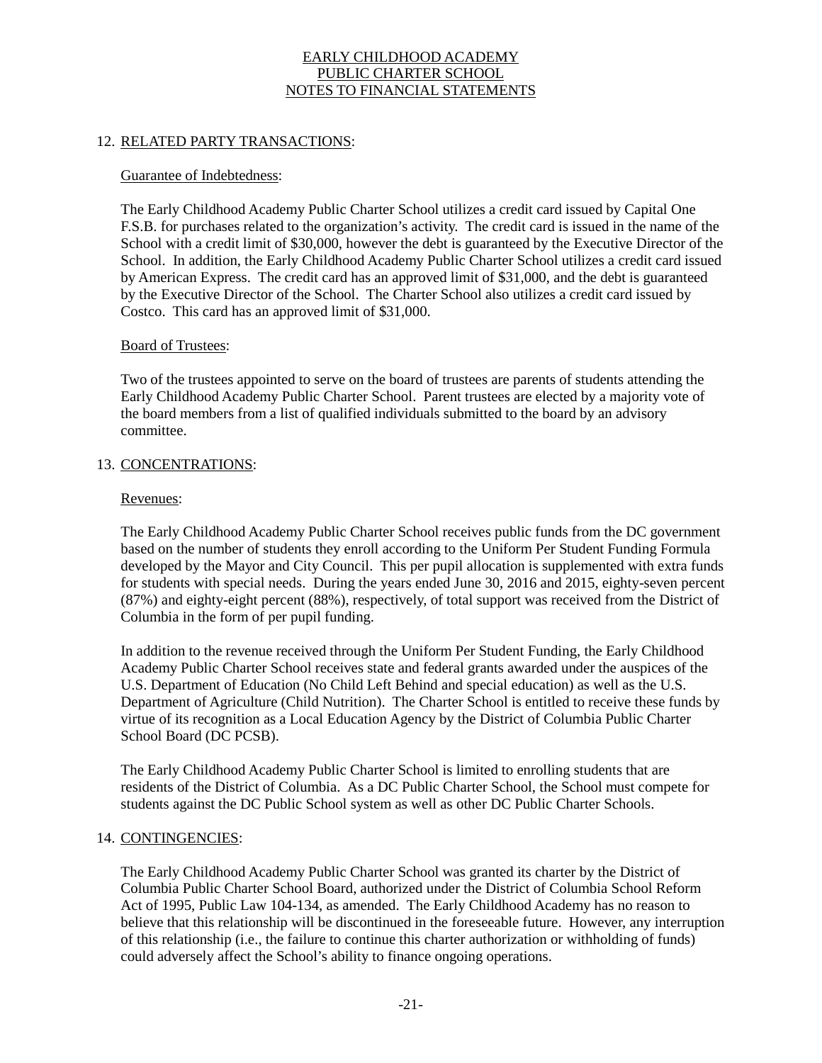EARLY CHILDHOOD ACADEMY
PUBLIC CHARTER SCHOOL
NOTES TO FINANCIAL STATEMENTS

## 12. RELATED PARTY TRANSACTIONS:

### Guarantee of Indebtedness:

The Early Childhood Academy Public Charter School utilizes a credit card issued by Capital One F.S.B. for purchases related to the organization's activity. The credit card is issued in the name of the School with a credit limit of $30,000, however the debt is guaranteed by the Executive Director of the School. In addition, the Early Childhood Academy Public Charter School utilizes a credit card issued by American Express. The credit card has an approved limit of $31,000, and the debt is guaranteed by the Executive Director of the School. The Charter School also utilizes a credit card issued by Costco. This card has an approved limit of $31,000.

### Board of Trustees:

Two of the trustees appointed to serve on the board of trustees are parents of students attending the Early Childhood Academy Public Charter School. Parent trustees are elected by a majority vote of the board members from a list of qualified individuals submitted to the board by an advisory committee.

## 13. CONCENTRATIONS:

### Revenues:

The Early Childhood Academy Public Charter School receives public funds from the DC government based on the number of students they enroll according to the Uniform Per Student Funding Formula developed by the Mayor and City Council. This per pupil allocation is supplemented with extra funds for students with special needs. During the years ended June 30, 2016 and 2015, eighty-seven percent (87%) and eighty-eight percent (88%), respectively, of total support was received from the District of Columbia in the form of per pupil funding.

In addition to the revenue received through the Uniform Per Student Funding, the Early Childhood Academy Public Charter School receives state and federal grants awarded under the auspices of the U.S. Department of Education (No Child Left Behind and special education) as well as the U.S. Department of Agriculture (Child Nutrition). The Charter School is entitled to receive these funds by virtue of its recognition as a Local Education Agency by the District of Columbia Public Charter School Board (DC PCSB).

The Early Childhood Academy Public Charter School is limited to enrolling students that are residents of the District of Columbia. As a DC Public Charter School, the School must compete for students against the DC Public School system as well as other DC Public Charter Schools.

## 14. CONTINGENCIES:

The Early Childhood Academy Public Charter School was granted its charter by the District of Columbia Public Charter School Board, authorized under the District of Columbia School Reform Act of 1995, Public Law 104-134, as amended. The Early Childhood Academy has no reason to believe that this relationship will be discontinued in the foreseeable future. However, any interruption of this relationship (i.e., the failure to continue this charter authorization or withholding of funds) could adversely affect the School's ability to finance ongoing operations.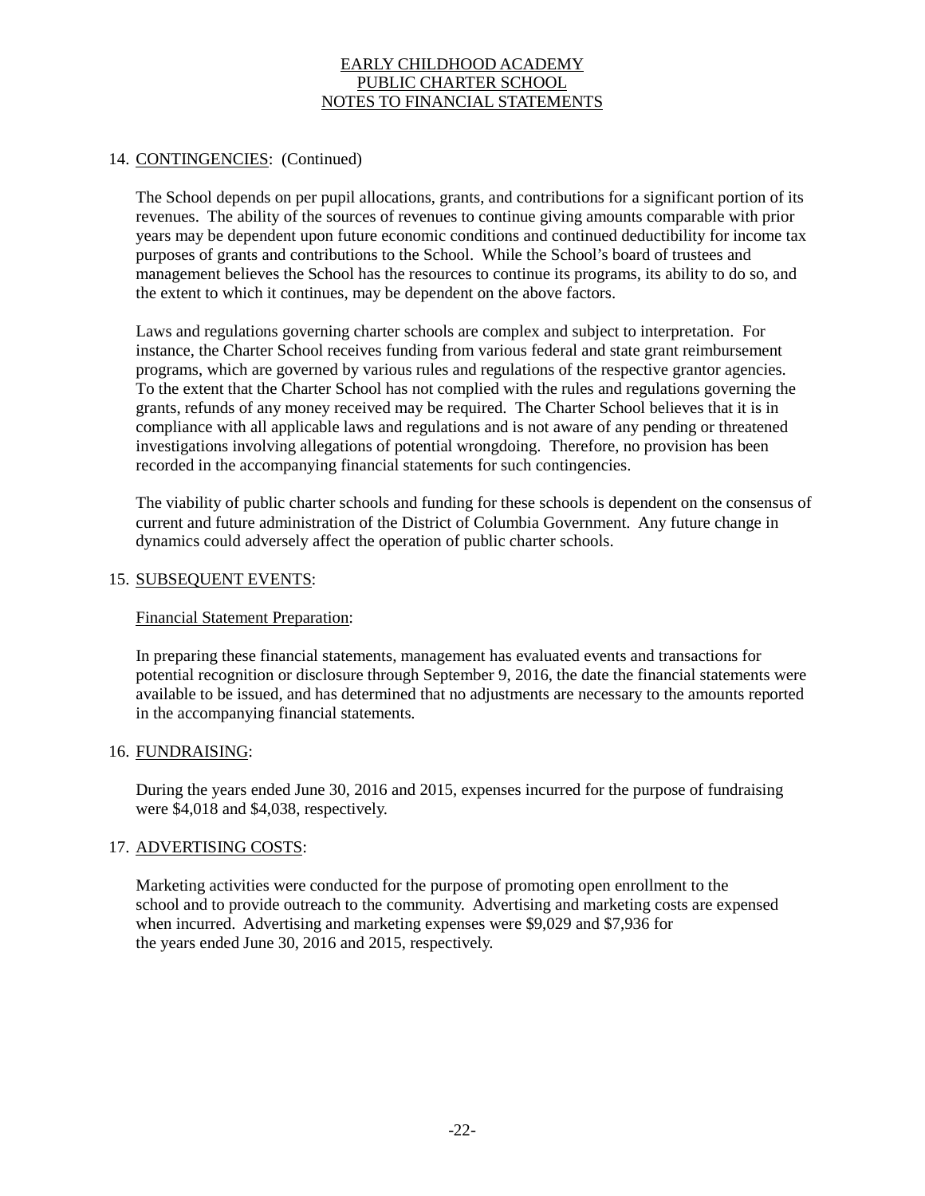## 14. CONTINGENCIES: (Continued)

The School depends on per pupil allocations, grants, and contributions for a significant portion of its revenues. The ability of the sources of revenues to continue giving amounts comparable with prior years may be dependent upon future economic conditions and continued deductibility for income tax purposes of grants and contributions to the School. While the School's board of trustees and management believes the School has the resources to continue its programs, its ability to do so, and the extent to which it continues, may be dependent on the above factors.

Laws and regulations governing charter schools are complex and subject to interpretation. For instance, the Charter School receives funding from various federal and state grant reimbursement programs, which are governed by various rules and regulations of the respective grantor agencies. To the extent that the Charter School has not complied with the rules and regulations governing the grants, refunds of any money received may be required. The Charter School believes that it is in compliance with all applicable laws and regulations and is not aware of any pending or threatened investigations involving allegations of potential wrongdoing. Therefore, no provision has been recorded in the accompanying financial statements for such contingencies.

The viability of public charter schools and funding for these schools is dependent on the consensus of current and future administration of the District of Columbia Government. Any future change in dynamics could adversely affect the operation of public charter schools.

## 15. SUBSEQUENT EVENTS:

Financial Statement Preparation:

In preparing these financial statements, management has evaluated events and transactions for potential recognition or disclosure through September 9, 2016, the date the financial statements were available to be issued, and has determined that no adjustments are necessary to the amounts reported in the accompanying financial statements.

## 16. FUNDRAISING:

During the years ended June 30, 2016 and 2015, expenses incurred for the purpose of fundraising were $4,018 and $4,038, respectively.

## 17. ADVERTISING COSTS:

Marketing activities were conducted for the purpose of promoting open enrollment to the school and to provide outreach to the community. Advertising and marketing costs are expensed when incurred. Advertising and marketing expenses were $9,029 and $7,936 for the years ended June 30, 2016 and 2015, respectively.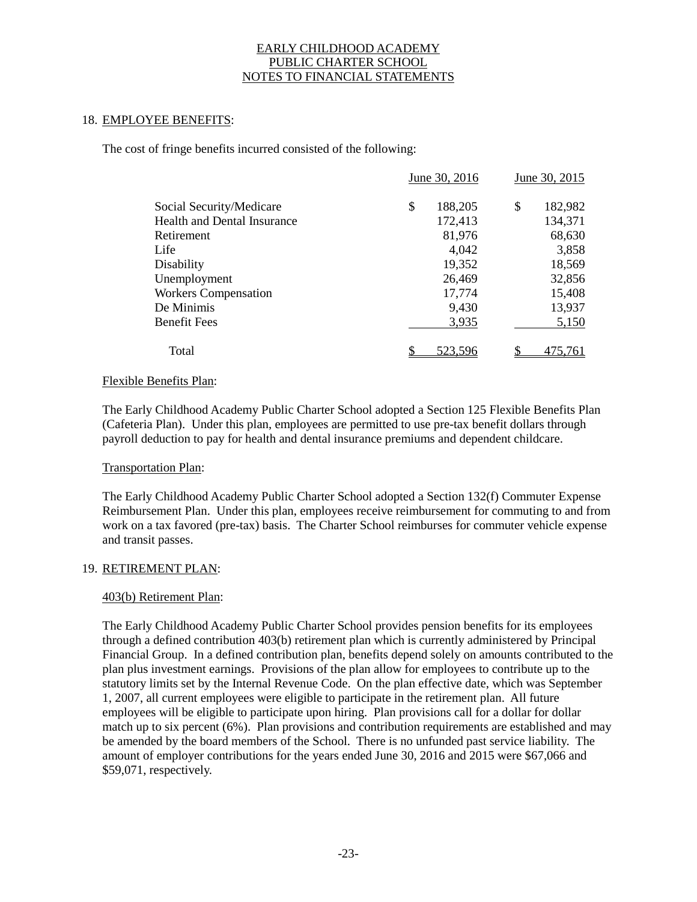EARLY CHILDHOOD ACADEMY
PUBLIC CHARTER SCHOOL
NOTES TO FINANCIAL STATEMENTS

## 18. EMPLOYEE BENEFITS:

The cost of fringe benefits incurred consisted of the following:

| | June 30, 2016 | June 30, 2015 |
|---|---|---|
| Social Security/Medicare | $ 188,205 | $ 182,982 |
| Health and Dental Insurance | 172,413 | 134,371 |
| Retirement | 81,976 | 68,630 |
| Life | 4,042 | 3,858 |
| Disability | 19,352 | 18,569 |
| Unemployment | 26,469 | 32,856 |
| Workers Compensation | 17,774 | 15,408 |
| De Minimis | 9,430 | 13,937 |
| Benefit Fees | 3,935 | 5,150 |
| Total | $ 523,596 | $ 475,761 |

### Flexible Benefits Plan:

The Early Childhood Academy Public Charter School adopted a Section 125 Flexible Benefits Plan (Cafeteria Plan). Under this plan, employees are permitted to use pre-tax benefit dollars through payroll deduction to pay for health and dental insurance premiums and dependent childcare.

### Transportation Plan:

The Early Childhood Academy Public Charter School adopted a Section 132(f) Commuter Expense Reimbursement Plan. Under this plan, employees receive reimbursement for commuting to and from work on a tax favored (pre-tax) basis. The Charter School reimburses for commuter vehicle expense and transit passes.

## 19. RETIREMENT PLAN:

### 403(b) Retirement Plan:

The Early Childhood Academy Public Charter School provides pension benefits for its employees through a defined contribution 403(b) retirement plan which is currently administered by Principal Financial Group. In a defined contribution plan, benefits depend solely on amounts contributed to the plan plus investment earnings. Provisions of the plan allow for employees to contribute up to the statutory limits set by the Internal Revenue Code. On the plan effective date, which was September 1, 2007, all current employees were eligible to participate in the retirement plan. All future employees will be eligible to participate upon hiring. Plan provisions call for a dollar for dollar match up to six percent (6%). Plan provisions and contribution requirements are established and may be amended by the board members of the School. There is no unfunded past service liability. The amount of employer contributions for the years ended June 30, 2016 and 2015 were $67,066 and $59,071, respectively.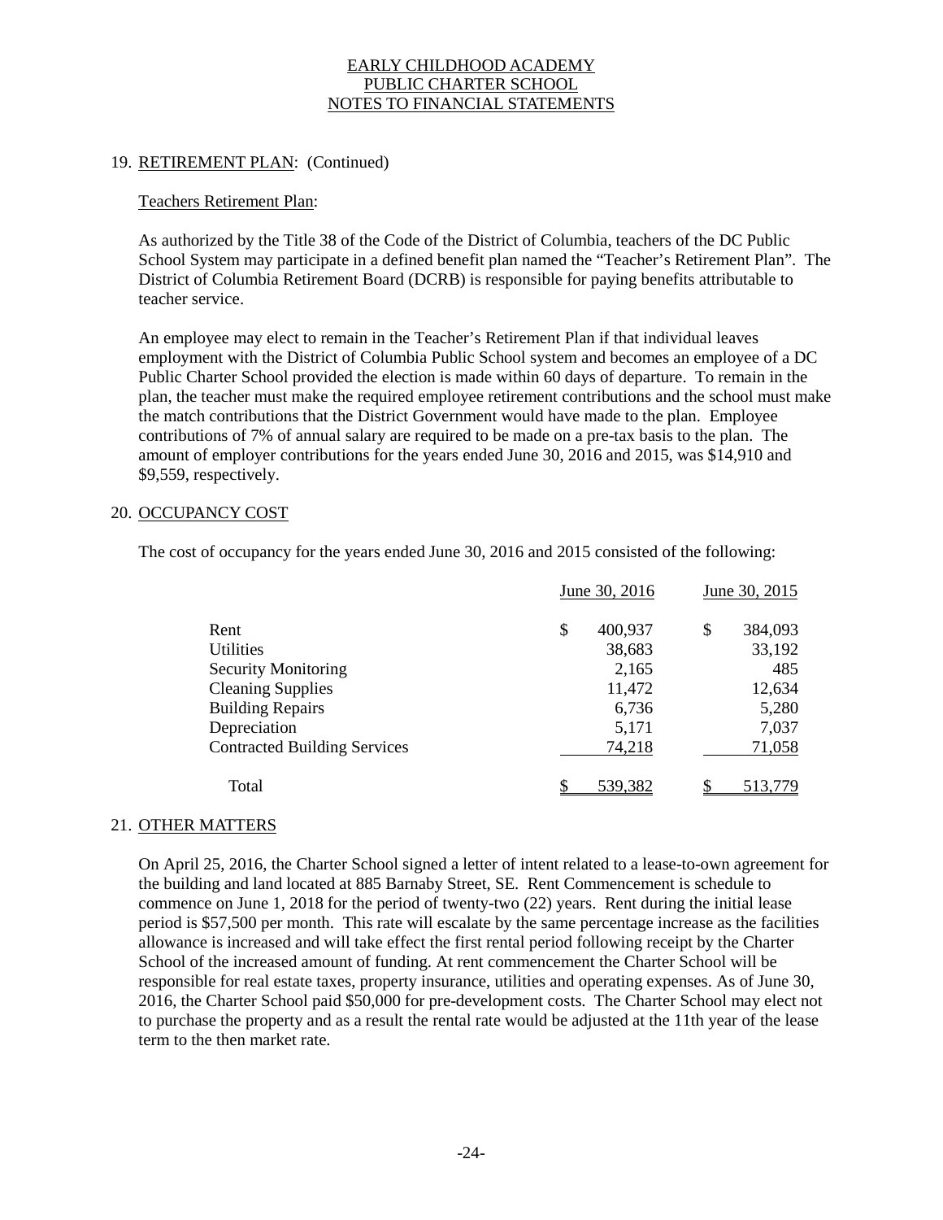EARLY CHILDHOOD ACADEMY
PUBLIC CHARTER SCHOOL
NOTES TO FINANCIAL STATEMENTS

19. RETIREMENT PLAN: (Continued)

Teachers Retirement Plan:

As authorized by the Title 38 of the Code of the District of Columbia, teachers of the DC Public School System may participate in a defined benefit plan named the "Teacher's Retirement Plan". The District of Columbia Retirement Board (DCRB) is responsible for paying benefits attributable to teacher service.

An employee may elect to remain in the Teacher's Retirement Plan if that individual leaves employment with the District of Columbia Public School system and becomes an employee of a DC Public Charter School provided the election is made within 60 days of departure. To remain in the plan, the teacher must make the required employee retirement contributions and the school must make the match contributions that the District Government would have made to the plan. Employee contributions of 7% of annual salary are required to be made on a pre-tax basis to the plan. The amount of employer contributions for the years ended June 30, 2016 and 2015, was $14,910 and $9,559, respectively.

20. OCCUPANCY COST

The cost of occupancy for the years ended June 30, 2016 and 2015 consisted of the following:

| | June 30, 2016 | June 30, 2015 |
|---|---|---|
| Rent | $ 400,937 | $ 384,093 |
| Utilities | 38,683 | 33,192 |
| Security Monitoring | 2,165 | 485 |
| Cleaning Supplies | 11,472 | 12,634 |
| Building Repairs | 6,736 | 5,280 |
| Depreciation | 5,171 | 7,037 |
| Contracted Building Services | 74,218 | 71,058 |
| Total | $ 539,382 | $ 513,779 |

21. OTHER MATTERS

On April 25, 2016, the Charter School signed a letter of intent related to a lease-to-own agreement for the building and land located at 885 Barnaby Street, SE. Rent Commencement is schedule to commence on June 1, 2018 for the period of twenty-two (22) years. Rent during the initial lease period is $57,500 per month. This rate will escalate by the same percentage increase as the facilities allowance is increased and will take effect the first rental period following receipt by the Charter School of the increased amount of funding. At rent commencement the Charter School will be responsible for real estate taxes, property insurance, utilities and operating expenses. As of June 30, 2016, the Charter School paid $50,000 for pre-development costs. The Charter School may elect not to purchase the property and as a result the rental rate would be adjusted at the 11th year of the lease term to the then market rate.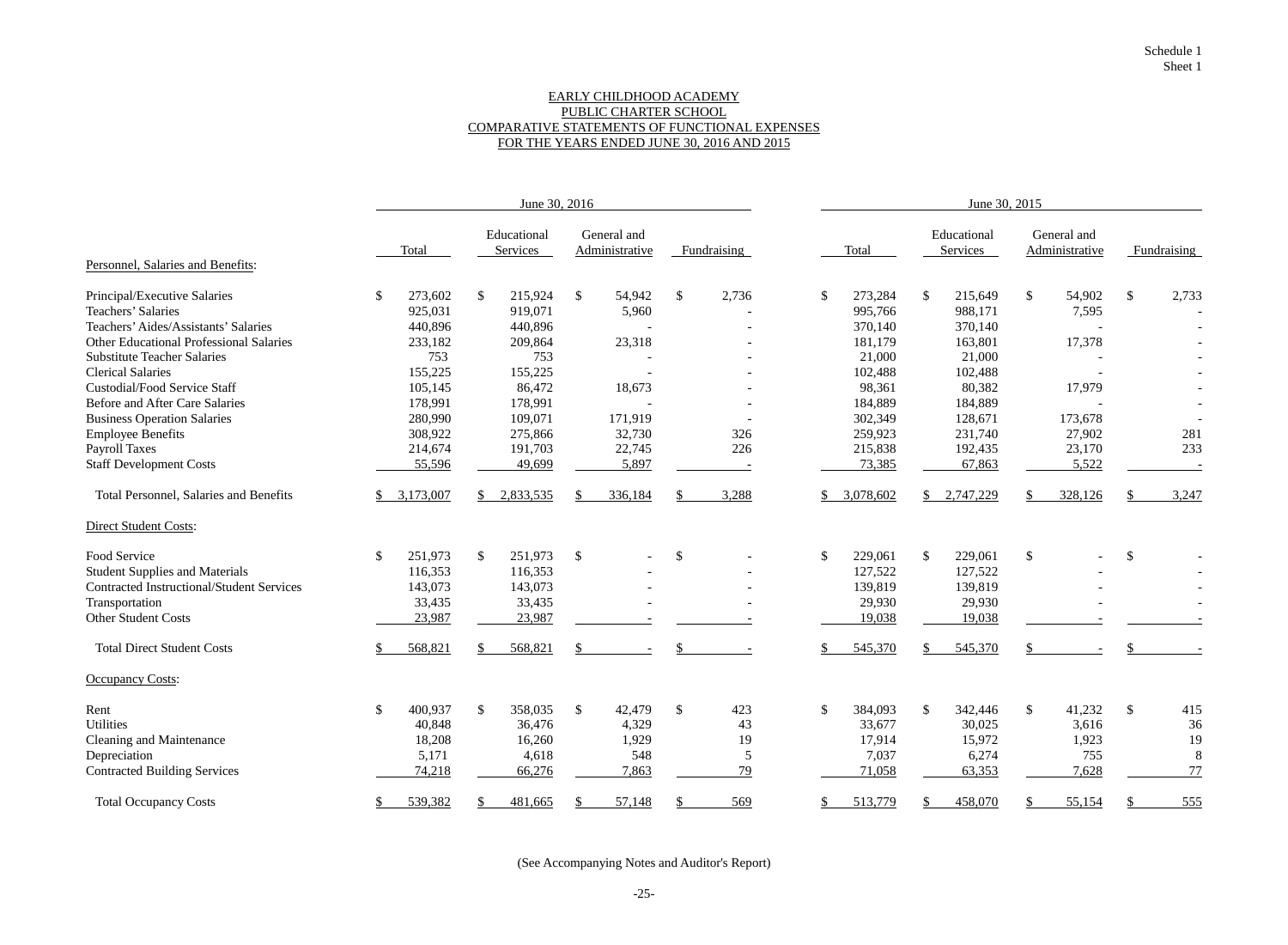Schedule 1
Sheet 1

EARLY CHILDHOOD ACADEMY
PUBLIC CHARTER SCHOOL
COMPARATIVE STATEMENTS OF FUNCTIONAL EXPENSES
FOR THE YEARS ENDED JUNE 30, 2016 AND 2015

| | June 30, 2016 | | | | June 30, 2015 | | | |
|---|---|---|---|---|---|---|---|---|
| | Total | Educational Services | General and Administrative | Fundraising | Total | Educational Services | General and Administrative | Fundraising |
| **Personnel, Salaries and Benefits:** | | | | | | | | |
| Principal/Executive Salaries | $ 273,602 | $ 215,924 | $ 54,942 | $ 2,736 | $ 273,284 | $ 215,649 | $ 54,902 | $ 2,733 |
| Teachers' Salaries | 925,031 | 919,071 | 5,960 | - | 995,766 | 988,171 | 7,595 | - |
| Teachers' Aides/Assistants' Salaries | 440,896 | 440,896 | - | - | 370,140 | 370,140 | - | - |
| Other Educational Professional Salaries | 233,182 | 209,864 | 23,318 | - | 181,179 | 163,801 | 17,378 | - |
| Substitute Teacher Salaries | 753 | 753 | - | - | 21,000 | 21,000 | - | - |
| Clerical Salaries | 155,225 | 155,225 | - | - | 102,488 | 102,488 | - | - |
| Custodial/Food Service Staff | 105,145 | 86,472 | 18,673 | - | 98,361 | 80,382 | 17,979 | - |
| Before and After Care Salaries | 178,991 | 178,991 | - | - | 184,889 | 184,889 | - | - |
| Business Operation Salaries | 280,990 | 109,071 | 171,919 | - | 302,349 | 128,671 | 173,678 | - |
| Employee Benefits | 308,922 | 275,866 | 32,730 | 326 | 259,923 | 231,740 | 27,902 | 281 |
| Payroll Taxes | 214,674 | 191,703 | 22,745 | 226 | 215,838 | 192,435 | 23,170 | 233 |
| Staff Development Costs | 55,596 | 49,699 | 5,897 | - | 73,385 | 67,863 | 5,522 | - |
| Total Personnel, Salaries and Benefits | $ 3,173,007 | $ 2,833,535 | $ 336,184 | $ 3,288 | $ 3,078,602 | $ 2,747,229 | $ 328,126 | $ 3,247 |
| **Direct Student Costs:** | | | | | | | | |
| Food Service | $ 251,973 | $ 251,973 | $ - | $ - | $ 229,061 | $ 229,061 | $ - | $ - |
| Student Supplies and Materials | 116,353 | 116,353 | - | - | 127,522 | 127,522 | - | - |
| Contracted Instructional/Student Services | 143,073 | 143,073 | - | - | 139,819 | 139,819 | - | - |
| Transportation | 33,435 | 33,435 | - | - | 29,930 | 29,930 | - | - |
| Other Student Costs | 23,987 | 23,987 | - | - | 19,038 | 19,038 | - | - |
| Total Direct Student Costs | $ 568,821 | $ 568,821 | $ - | $ - | $ 545,370 | $ 545,370 | $ - | $ - |
| **Occupancy Costs:** | | | | | | | | |
| Rent | $ 400,937 | $ 358,035 | $ 42,479 | $ 423 | $ 384,093 | $ 342,446 | $ 41,232 | $ 415 |
| Utilities | 40,848 | 36,476 | 4,329 | 43 | 33,677 | 30,025 | 3,616 | 36 |
| Cleaning and Maintenance | 18,208 | 16,260 | 1,929 | 19 | 17,914 | 15,972 | 1,923 | 19 |
| Depreciation | 5,171 | 4,618 | 548 | 5 | 7,037 | 6,274 | 755 | 8 |
| Contracted Building Services | 74,218 | 66,276 | 7,863 | 79 | 71,058 | 63,353 | 7,628 | 77 |
| Total Occupancy Costs | $ 539,382 | $ 481,665 | $ 57,148 | $ 569 | $ 513,779 | $ 458,070 | $ 55,154 | $ 555 |

(See Accompanying Notes and Auditor's Report)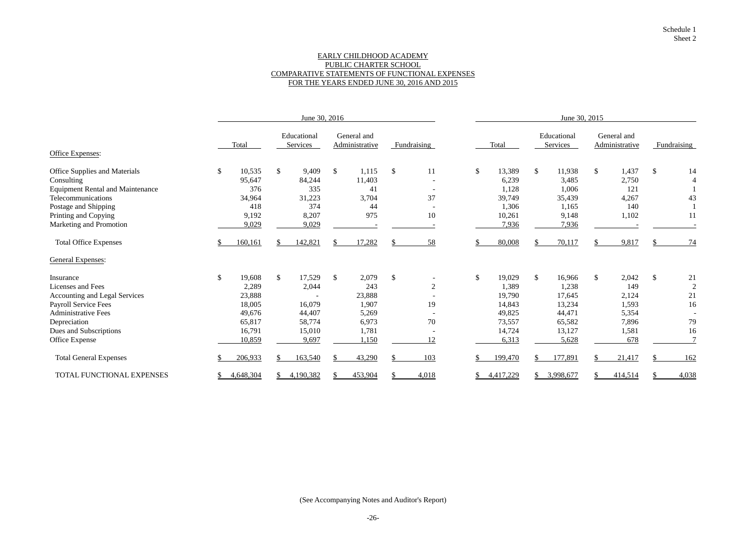Schedule 1
Sheet 2

# EARLY CHILDHOOD ACADEMY
## PUBLIC CHARTER SCHOOL
## COMPARATIVE STATEMENTS OF FUNCTIONAL EXPENSES
## FOR THE YEARS ENDED JUNE 30, 2016 AND 2015

| | June 30, 2016 | | | | June 30, 2015 | | | |
|---|---|---|---|---|---|---|---|---|
| | Total | Educational Services | General and Administrative | Fundraising | Total | Educational Services | General and Administrative | Fundraising |
| **Office Expenses:** | | | | | | | | |
| Office Supplies and Materials | $ 10,535 | $ 9,409 | $ 1,115 | $ 11 | $ 13,389 | $ 11,938 | $ 1,437 | $ 14 |
| Consulting | 95,647 | 84,244 | 11,403 | - | 6,239 | 3,485 | 2,750 | 4 |
| Equipment Rental and Maintenance | 376 | 335 | 41 | - | 1,128 | 1,006 | 121 | 1 |
| Telecommunications | 34,964 | 31,223 | 3,704 | 37 | 39,749 | 35,439 | 4,267 | 43 |
| Postage and Shipping | 418 | 374 | 44 | - | 1,306 | 1,165 | 140 | 1 |
| Printing and Copying | 9,192 | 8,207 | 975 | 10 | 10,261 | 9,148 | 1,102 | 11 |
| Marketing and Promotion | 9,029 | 9,029 | - | - | 7,936 | 7,936 | - | - |
| Total Office Expenses | $ 160,161 | $ 142,821 | $ 17,282 | $ 58 | $ 80,008 | $ 70,117 | $ 9,817 | $ 74 |
| **General Expenses:** | | | | | | | | |
| Insurance | $ 19,608 | $ 17,529 | $ 2,079 | $ - | $ 19,029 | $ 16,966 | $ 2,042 | $ 21 |
| Licenses and Fees | 2,289 | 2,044 | 243 | 2 | 1,389 | 1,238 | 149 | 2 |
| Accounting and Legal Services | 23,888 | - | 23,888 | - | 19,790 | 17,645 | 2,124 | 21 |
| Payroll Service Fees | 18,005 | 16,079 | 1,907 | 19 | 14,843 | 13,234 | 1,593 | 16 |
| Administrative Fees | 49,676 | 44,407 | 5,269 | - | 49,825 | 44,471 | 5,354 | - |
| Depreciation | 65,817 | 58,774 | 6,973 | 70 | 73,557 | 65,582 | 7,896 | 79 |
| Dues and Subscriptions | 16,791 | 15,010 | 1,781 | - | 14,724 | 13,127 | 1,581 | 16 |
| Office Expense | 10,859 | 9,697 | 1,150 | 12 | 6,313 | 5,628 | 678 | 7 |
| Total General Expenses | $ 206,933 | $ 163,540 | $ 43,290 | $ 103 | $ 199,470 | $ 177,891 | $ 21,417 | $ 162 |
| TOTAL FUNCTIONAL EXPENSES | $ 4,648,304 | $ 4,190,382 | $ 453,904 | $ 4,018 | $ 4,417,229 | $ 3,998,677 | $ 414,514 | $ 4,038 |

(See Accompanying Notes and Auditor's Report)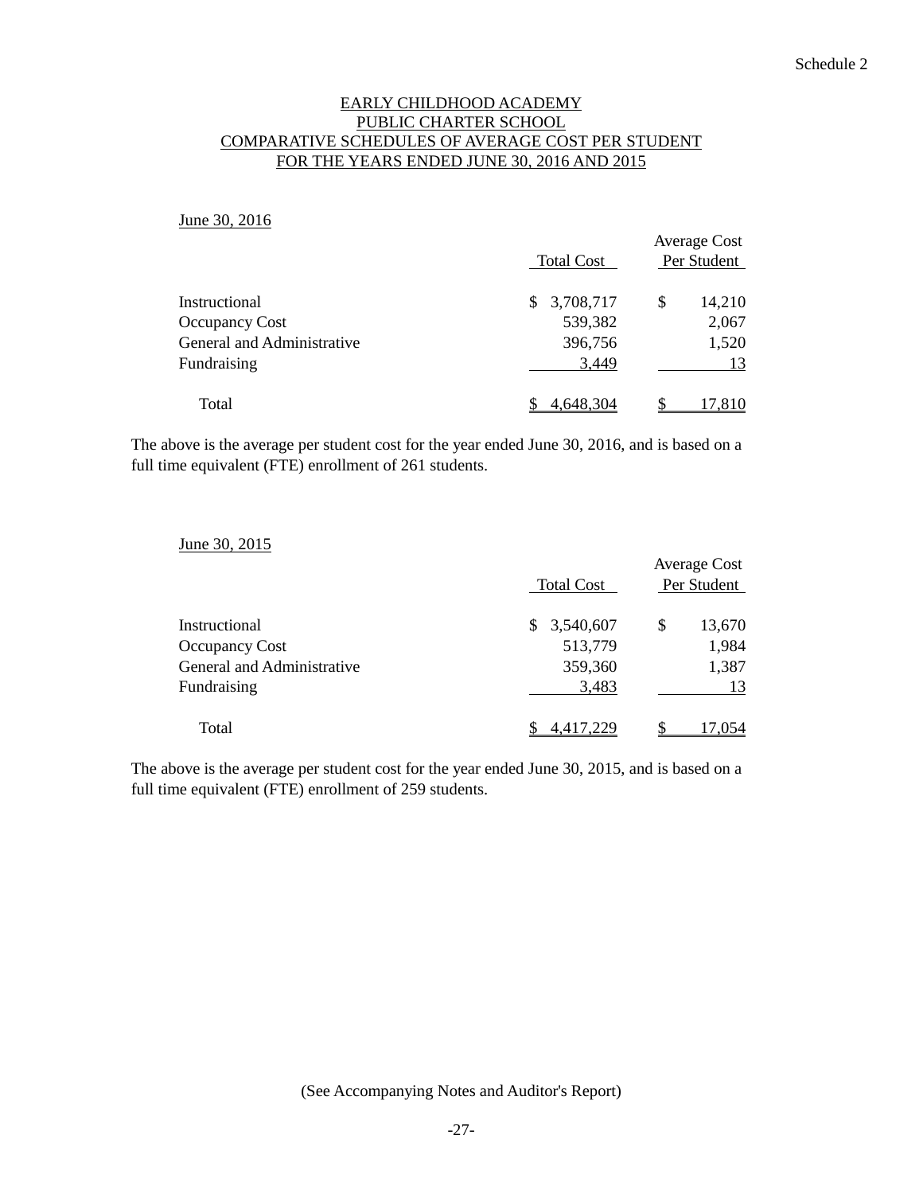Schedule 2

# EARLY CHILDHOOD ACADEMY
# PUBLIC CHARTER SCHOOL
## COMPARATIVE SCHEDULES OF AVERAGE COST PER STUDENT
## FOR THE YEARS ENDED JUNE 30, 2016 AND 2015

June 30, 2016

| | Total Cost | Average Cost Per Student |
|---|---|---|
| Instructional | $ 3,708,717 | $ 14,210 |
| Occupancy Cost | 539,382 | 2,067 |
| General and Administrative | 396,756 | 1,520 |
| Fundraising | 3,449 | 13 |
| Total | $ 4,648,304 | $ 17,810 |

The above is the average per student cost for the year ended June 30, 2016, and is based on a full time equivalent (FTE) enrollment of 261 students.

June 30, 2015

| | Total Cost | Average Cost Per Student |
|---|---|---|
| Instructional | $ 3,540,607 | $ 13,670 |
| Occupancy Cost | 513,779 | 1,984 |
| General and Administrative | 359,360 | 1,387 |
| Fundraising | 3,483 | 13 |
| Total | $ 4,417,229 | $ 17,054 |

The above is the average per student cost for the year ended June 30, 2015, and is based on a full time equivalent (FTE) enrollment of 259 students.

(See Accompanying Notes and Auditor's Report)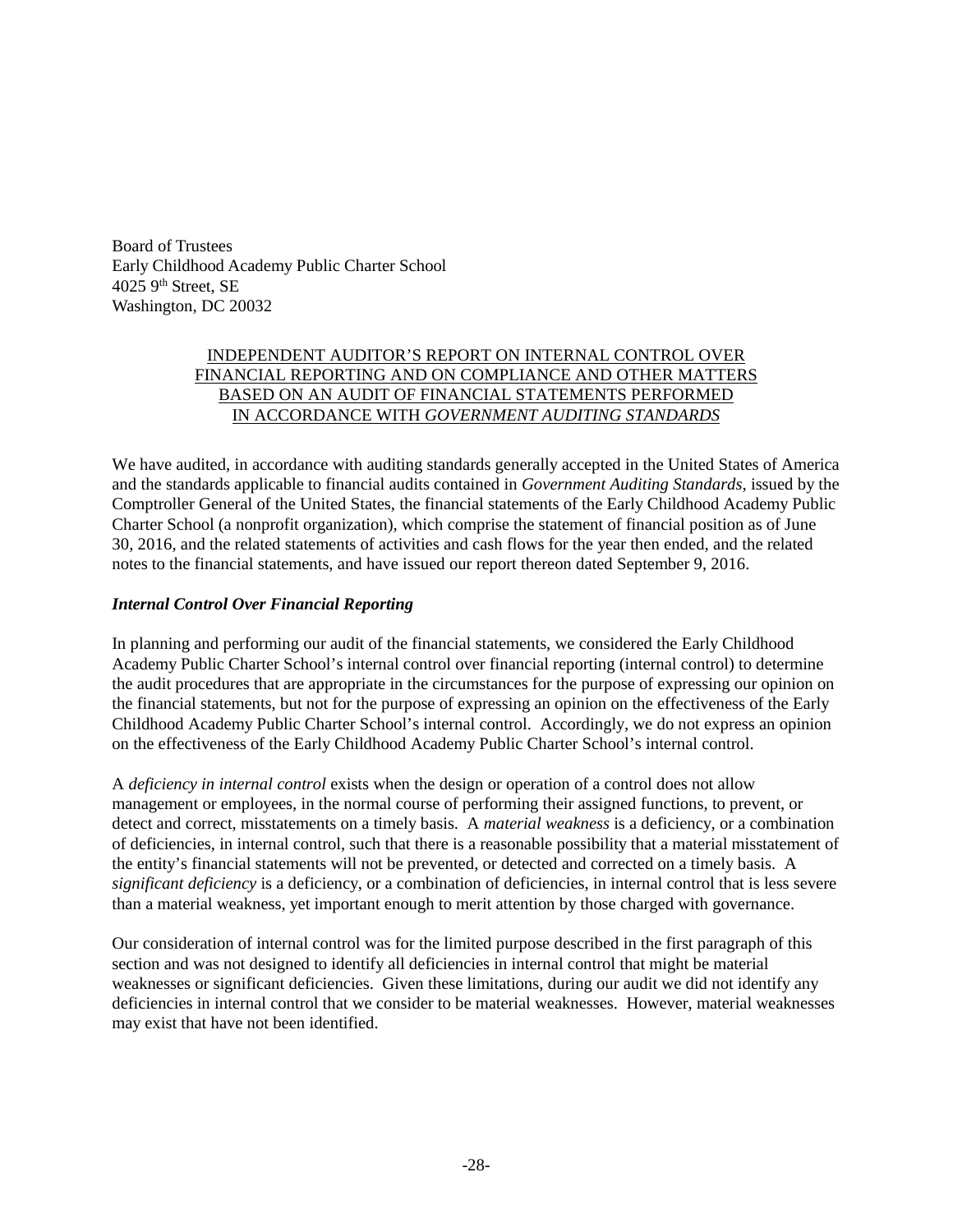Board of Trustees
Early Childhood Academy Public Charter School
4025 9th Street, SE
Washington, DC 20032

## INDEPENDENT AUDITOR'S REPORT ON INTERNAL CONTROL OVER FINANCIAL REPORTING AND ON COMPLIANCE AND OTHER MATTERS BASED ON AN AUDIT OF FINANCIAL STATEMENTS PERFORMED IN ACCORDANCE WITH *GOVERNMENT AUDITING STANDARDS*

We have audited, in accordance with auditing standards generally accepted in the United States of America and the standards applicable to financial audits contained in *Government Auditing Standards*, issued by the Comptroller General of the United States, the financial statements of the Early Childhood Academy Public Charter School (a nonprofit organization), which comprise the statement of financial position as of June 30, 2016, and the related statements of activities and cash flows for the year then ended, and the related notes to the financial statements, and have issued our report thereon dated September 9, 2016.

### *Internal Control Over Financial Reporting*

In planning and performing our audit of the financial statements, we considered the Early Childhood Academy Public Charter School's internal control over financial reporting (internal control) to determine the audit procedures that are appropriate in the circumstances for the purpose of expressing our opinion on the financial statements, but not for the purpose of expressing an opinion on the effectiveness of the Early Childhood Academy Public Charter School's internal control. Accordingly, we do not express an opinion on the effectiveness of the Early Childhood Academy Public Charter School's internal control.

A *deficiency in internal control* exists when the design or operation of a control does not allow management or employees, in the normal course of performing their assigned functions, to prevent, or detect and correct, misstatements on a timely basis. A *material weakness* is a deficiency, or a combination of deficiencies, in internal control, such that there is a reasonable possibility that a material misstatement of the entity's financial statements will not be prevented, or detected and corrected on a timely basis. A *significant deficiency* is a deficiency, or a combination of deficiencies, in internal control that is less severe than a material weakness, yet important enough to merit attention by those charged with governance.

Our consideration of internal control was for the limited purpose described in the first paragraph of this section and was not designed to identify all deficiencies in internal control that might be material weaknesses or significant deficiencies. Given these limitations, during our audit we did not identify any deficiencies in internal control that we consider to be material weaknesses. However, material weaknesses may exist that have not been identified.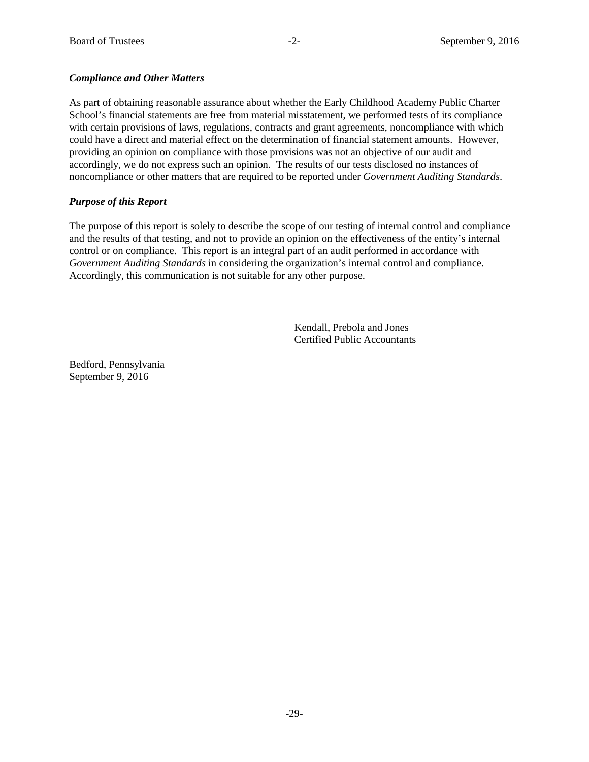***Compliance and Other Matters***

As part of obtaining reasonable assurance about whether the Early Childhood Academy Public Charter School's financial statements are free from material misstatement, we performed tests of its compliance with certain provisions of laws, regulations, contracts and grant agreements, noncompliance with which could have a direct and material effect on the determination of financial statement amounts. However, providing an opinion on compliance with those provisions was not an objective of our audit and accordingly, we do not express such an opinion. The results of our tests disclosed no instances of noncompliance or other matters that are required to be reported under *Government Auditing Standards*.

***Purpose of this Report***

The purpose of this report is solely to describe the scope of our testing of internal control and compliance and the results of that testing, and not to provide an opinion on the effectiveness of the entity's internal control or on compliance. This report is an integral part of an audit performed in accordance with *Government Auditing Standards* in considering the organization's internal control and compliance. Accordingly, this communication is not suitable for any other purpose.

Kendall, Prebola and Jones
Certified Public Accountants

Bedford, Pennsylvania
September 9, 2016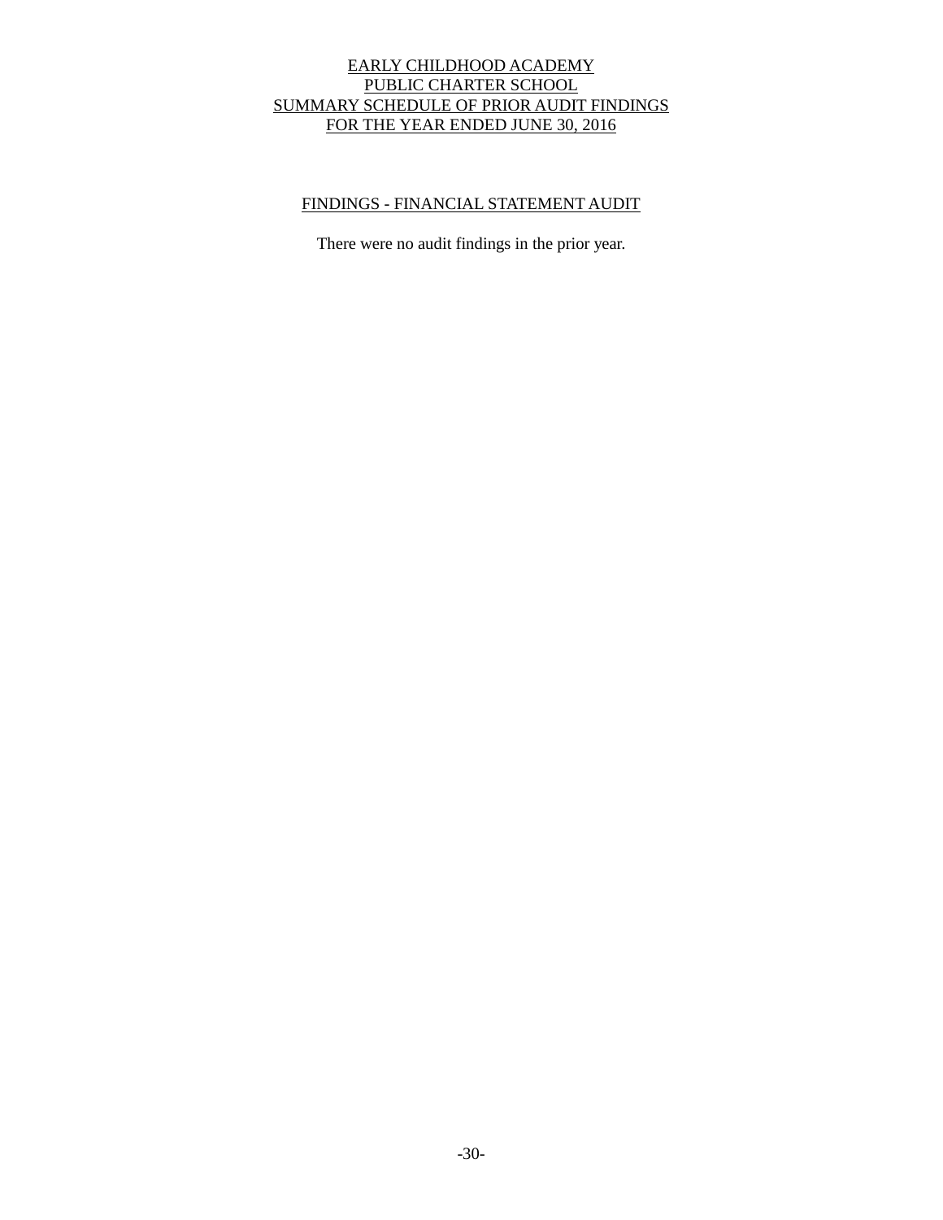# EARLY CHILDHOOD ACADEMY
# PUBLIC CHARTER SCHOOL
# SUMMARY SCHEDULE OF PRIOR AUDIT FINDINGS
# FOR THE YEAR ENDED JUNE 30, 2016

## FINDINGS - FINANCIAL STATEMENT AUDIT

There were no audit findings in the prior year.